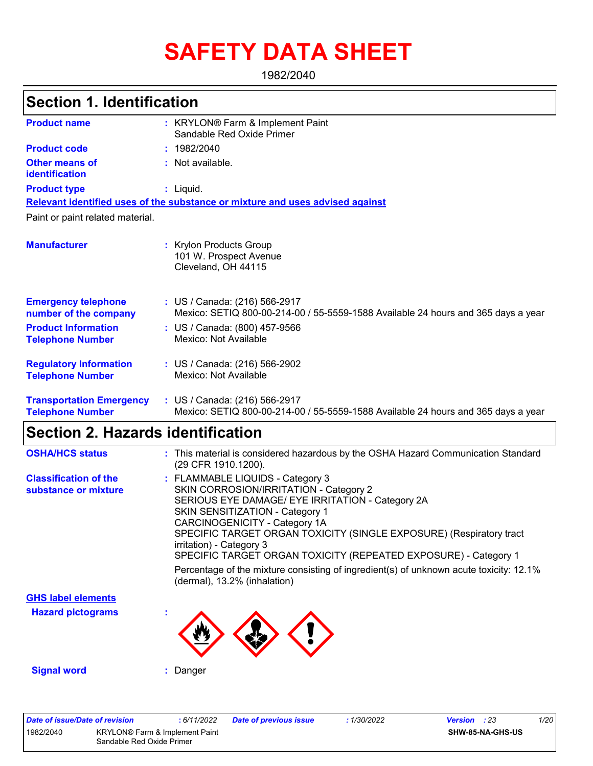# SAFETY DATA SHEET

1982/2040

## Section 1. Identification

| | | |
|---|---|---|
| **Product name** | : | KRYLON® Farm & Implement Paint Sandable Red Oxide Primer |
| **Product code** | : | 1982/2040 |
| **Other means of identification** | : | Not available. |
| **Product type** | : | Liquid. |

**Relevant identified uses of the substance or mixture and uses advised against**

Paint or paint related material.

| | | |
|---|---|---|
| **Manufacturer** | : | Krylon Products Group<br>101 W. Prospect Avenue<br>Cleveland, OH 44115 |
| **Emergency telephone number of the company** | : | US / Canada: (216) 566-2917<br>Mexico: SETIQ 800-00-214-00 / 55-5559-1588 Available 24 hours and 365 days a year |
| **Product Information Telephone Number** | : | US / Canada: (800) 457-9566<br>Mexico: Not Available |
| **Regulatory Information Telephone Number** | : | US / Canada: (216) 566-2902<br>Mexico: Not Available |
| **Transportation Emergency Telephone Number** | : | US / Canada: (216) 566-2917<br>Mexico: SETIQ 800-00-214-00 / 55-5559-1588 Available 24 hours and 365 days a year |

## Section 2. Hazards identification

| | | |
|---|---|---|
| **OSHA/HCS status** | : | This material is considered hazardous by the OSHA Hazard Communication Standard (29 CFR 1910.1200). |
| **Classification of the substance or mixture** | : | FLAMMABLE LIQUIDS - Category 3<br>SKIN CORROSION/IRRITATION - Category 2<br>SERIOUS EYE DAMAGE/ EYE IRRITATION - Category 2A<br>SKIN SENSITIZATION - Category 1<br>CARCINOGENICITY - Category 1A<br>SPECIFIC TARGET ORGAN TOXICITY (SINGLE EXPOSURE) (Respiratory tract irritation) - Category 3<br>SPECIFIC TARGET ORGAN TOXICITY (REPEATED EXPOSURE) - Category 1<br><br>Percentage of the mixture consisting of ingredient(s) of unknown acute toxicity: 12.1% (dermal), 13.2% (inhalation) |

**GHS label elements**

| | | |
|---|---|---|
| **Hazard pictograms** | : | |
| **Signal word** | : | Danger |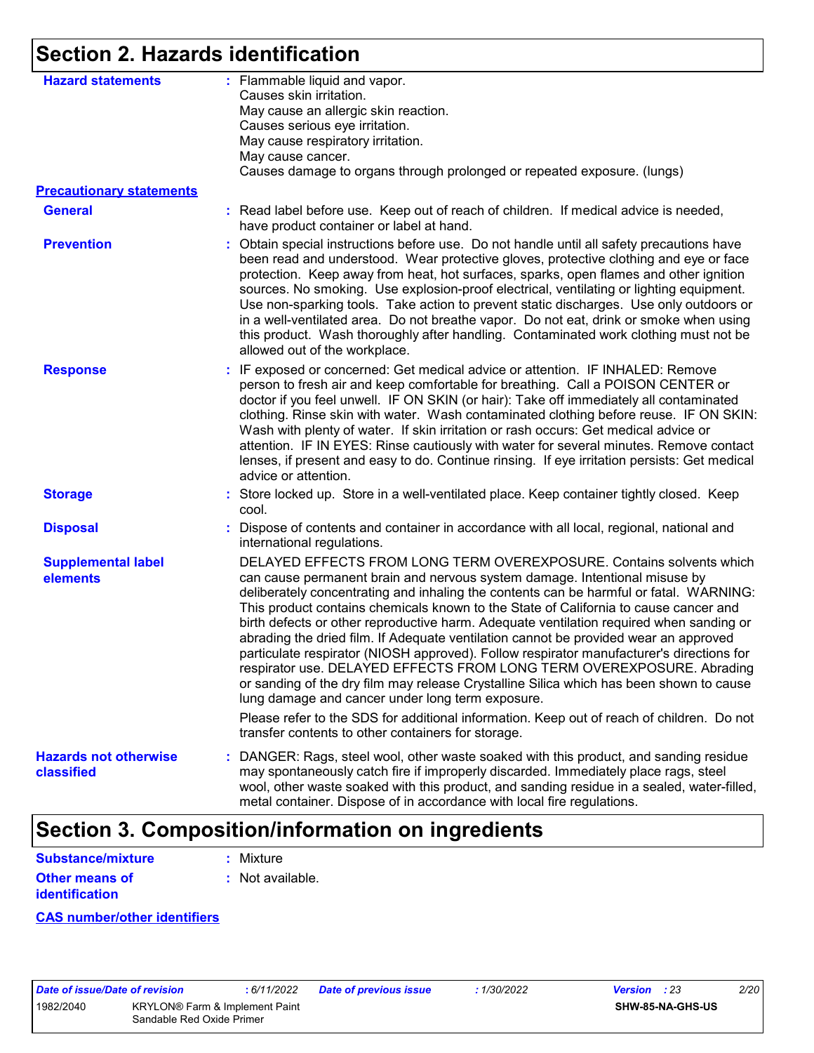## Section 2. Hazards identification

**Hazard statements** : Flammable liquid and vapor.
Causes skin irritation.
May cause an allergic skin reaction.
Causes serious eye irritation.
May cause respiratory irritation.
May cause cancer.
Causes damage to organs through prolonged or repeated exposure. (lungs)

**Precautionary statements**

**General** : Read label before use. Keep out of reach of children. If medical advice is needed, have product container or label at hand.

**Prevention** : Obtain special instructions before use. Do not handle until all safety precautions have been read and understood. Wear protective gloves, protective clothing and eye or face protection. Keep away from heat, hot surfaces, sparks, open flames and other ignition sources. No smoking. Use explosion-proof electrical, ventilating or lighting equipment. Use non-sparking tools. Take action to prevent static discharges. Use only outdoors or in a well-ventilated area. Do not breathe vapor. Do not eat, drink or smoke when using this product. Wash thoroughly after handling. Contaminated work clothing must not be allowed out of the workplace.

**Response** : IF exposed or concerned: Get medical advice or attention. IF INHALED: Remove person to fresh air and keep comfortable for breathing. Call a POISON CENTER or doctor if you feel unwell. IF ON SKIN (or hair): Take off immediately all contaminated clothing. Rinse skin with water. Wash contaminated clothing before reuse. IF ON SKIN: Wash with plenty of water. If skin irritation or rash occurs: Get medical advice or attention. IF IN EYES: Rinse cautiously with water for several minutes. Remove contact lenses, if present and easy to do. Continue rinsing. If eye irritation persists: Get medical advice or attention.

**Storage** : Store locked up. Store in a well-ventilated place. Keep container tightly closed. Keep cool.

**Disposal** : Dispose of contents and container in accordance with all local, regional, national and international regulations.

**Supplemental label elements** DELAYED EFFECTS FROM LONG TERM OVEREXPOSURE. Contains solvents which can cause permanent brain and nervous system damage. Intentional misuse by deliberately concentrating and inhaling the contents can be harmful or fatal. WARNING: This product contains chemicals known to the State of California to cause cancer and birth defects or other reproductive harm. Adequate ventilation required when sanding or abrading the dried film. If Adequate ventilation cannot be provided wear an approved particulate respirator (NIOSH approved). Follow respirator manufacturer's directions for respirator use. DELAYED EFFECTS FROM LONG TERM OVEREXPOSURE. Abrading or sanding of the dry film may release Crystalline Silica which has been shown to cause lung damage and cancer under long term exposure.

Please refer to the SDS for additional information. Keep out of reach of children. Do not transfer contents to other containers for storage.

**Hazards not otherwise classified** : DANGER: Rags, steel wool, other waste soaked with this product, and sanding residue may spontaneously catch fire if improperly discarded. Immediately place rags, steel wool, other waste soaked with this product, and sanding residue in a sealed, water-filled, metal container. Dispose of in accordance with local fire regulations.

## Section 3. Composition/information on ingredients

**Substance/mixture** : Mixture

**Other means of identification** : Not available.

**CAS number/other identifiers**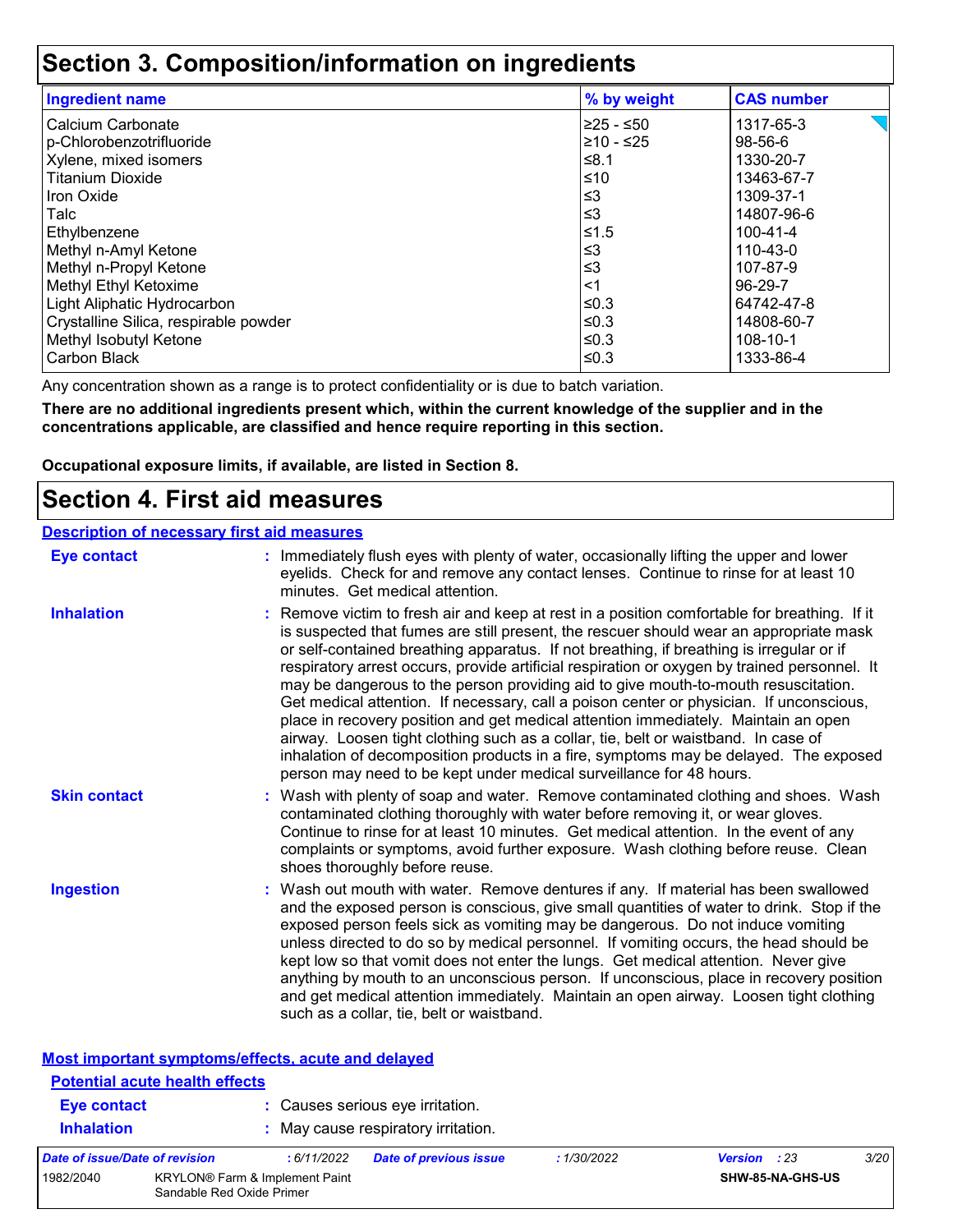# Section 3. Composition/information on ingredients

| Ingredient name | % by weight | CAS number |
| --- | --- | --- |
| Calcium Carbonate | ≥25 - ≤50 | 1317-65-3 |
| p-Chlorobenzotrifluoride | ≥10 - ≤25 | 98-56-6 |
| Xylene, mixed isomers | ≤8.1 | 1330-20-7 |
| Titanium Dioxide | ≤10 | 13463-67-7 |
| Iron Oxide | ≤3 | 1309-37-1 |
| Talc | ≤3 | 14807-96-6 |
| Ethylbenzene | ≤1.5 | 100-41-4 |
| Methyl n-Amyl Ketone | ≤3 | 110-43-0 |
| Methyl n-Propyl Ketone | ≤3 | 107-87-9 |
| Methyl Ethyl Ketoxime | <1 | 96-29-7 |
| Light Aliphatic Hydrocarbon | ≤0.3 | 64742-47-8 |
| Crystalline Silica, respirable powder | ≤0.3 | 14808-60-7 |
| Methyl Isobutyl Ketone | ≤0.3 | 108-10-1 |
| Carbon Black | ≤0.3 | 1333-86-4 |

Any concentration shown as a range is to protect confidentiality or is due to batch variation.

**There are no additional ingredients present which, within the current knowledge of the supplier and in the concentrations applicable, are classified and hence require reporting in this section.**

**Occupational exposure limits, if available, are listed in Section 8.**

# Section 4. First aid measures

## Description of necessary first aid measures

**Eye contact** : Immediately flush eyes with plenty of water, occasionally lifting the upper and lower eyelids. Check for and remove any contact lenses. Continue to rinse for at least 10 minutes. Get medical attention.

**Inhalation** : Remove victim to fresh air and keep at rest in a position comfortable for breathing. If it is suspected that fumes are still present, the rescuer should wear an appropriate mask or self-contained breathing apparatus. If not breathing, if breathing is irregular or if respiratory arrest occurs, provide artificial respiration or oxygen by trained personnel. It may be dangerous to the person providing aid to give mouth-to-mouth resuscitation. Get medical attention. If necessary, call a poison center or physician. If unconscious, place in recovery position and get medical attention immediately. Maintain an open airway. Loosen tight clothing such as a collar, tie, belt or waistband. In case of inhalation of decomposition products in a fire, symptoms may be delayed. The exposed person may need to be kept under medical surveillance for 48 hours.

**Skin contact** : Wash with plenty of soap and water. Remove contaminated clothing and shoes. Wash contaminated clothing thoroughly with water before removing it, or wear gloves. Continue to rinse for at least 10 minutes. Get medical attention. In the event of any complaints or symptoms, avoid further exposure. Wash clothing before reuse. Clean shoes thoroughly before reuse.

**Ingestion** : Wash out mouth with water. Remove dentures if any. If material has been swallowed and the exposed person is conscious, give small quantities of water to drink. Stop if the exposed person feels sick as vomiting may be dangerous. Do not induce vomiting unless directed to do so by medical personnel. If vomiting occurs, the head should be kept low so that vomit does not enter the lungs. Get medical attention. Never give anything by mouth to an unconscious person. If unconscious, place in recovery position and get medical attention immediately. Maintain an open airway. Loosen tight clothing such as a collar, tie, belt or waistband.

## Most important symptoms/effects, acute and delayed

### Potential acute health effects

**Eye contact** : Causes serious eye irritation.

**Inhalation** : May cause respiratory irritation.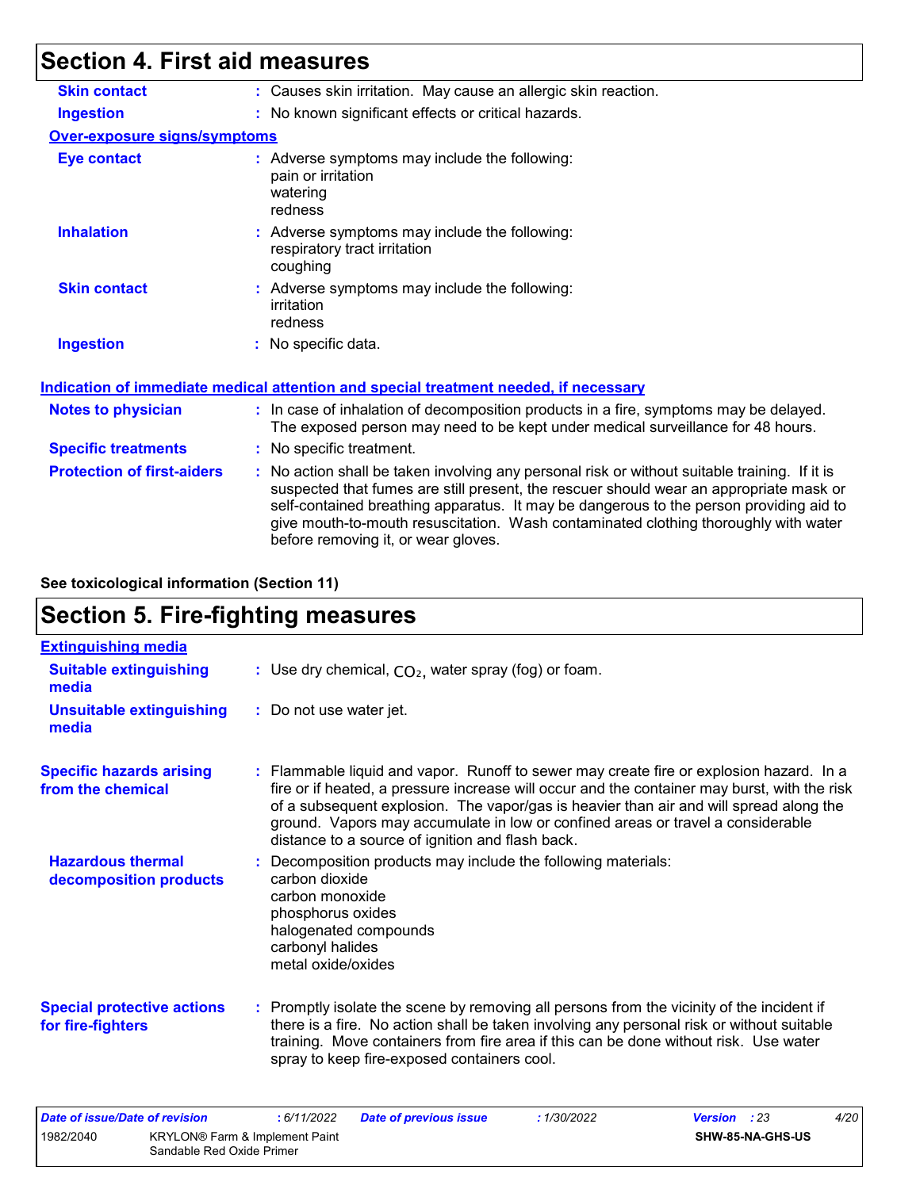## Section 4. First aid measures

**Skin contact** : Causes skin irritation. May cause an allergic skin reaction.

**Ingestion** : No known significant effects or critical hazards.

**Over-exposure signs/symptoms**

**Eye contact** : Adverse symptoms may include the following:
pain or irritation
watering
redness

**Inhalation** : Adverse symptoms may include the following:
respiratory tract irritation
coughing

**Skin contact** : Adverse symptoms may include the following:
irritation
redness

**Ingestion** : No specific data.

**Indication of immediate medical attention and special treatment needed, if necessary**

**Notes to physician** : In case of inhalation of decomposition products in a fire, symptoms may be delayed. The exposed person may need to be kept under medical surveillance for 48 hours.

**Specific treatments** : No specific treatment.

**Protection of first-aiders** : No action shall be taken involving any personal risk or without suitable training. If it is suspected that fumes are still present, the rescuer should wear an appropriate mask or self-contained breathing apparatus. It may be dangerous to the person providing aid to give mouth-to-mouth resuscitation. Wash contaminated clothing thoroughly with water before removing it, or wear gloves.

**See toxicological information (Section 11)**

## Section 5. Fire-fighting measures

**Extinguishing media**

**Suitable extinguishing media** : Use dry chemical, $CO_2$, water spray (fog) or foam.

**Unsuitable extinguishing media** : Do not use water jet.

**Specific hazards arising from the chemical** : Flammable liquid and vapor. Runoff to sewer may create fire or explosion hazard. In a fire or if heated, a pressure increase will occur and the container may burst, with the risk of a subsequent explosion. The vapor/gas is heavier than air and will spread along the ground. Vapors may accumulate in low or confined areas or travel a considerable distance to a source of ignition and flash back.

**Hazardous thermal decomposition products** : Decomposition products may include the following materials:
carbon dioxide
carbon monoxide
phosphorus oxides
halogenated compounds
carbonyl halides
metal oxide/oxides

**Special protective actions for fire-fighters** : Promptly isolate the scene by removing all persons from the vicinity of the incident if there is a fire. No action shall be taken involving any personal risk or without suitable training. Move containers from fire area if this can be done without risk. Use water spray to keep fire-exposed containers cool.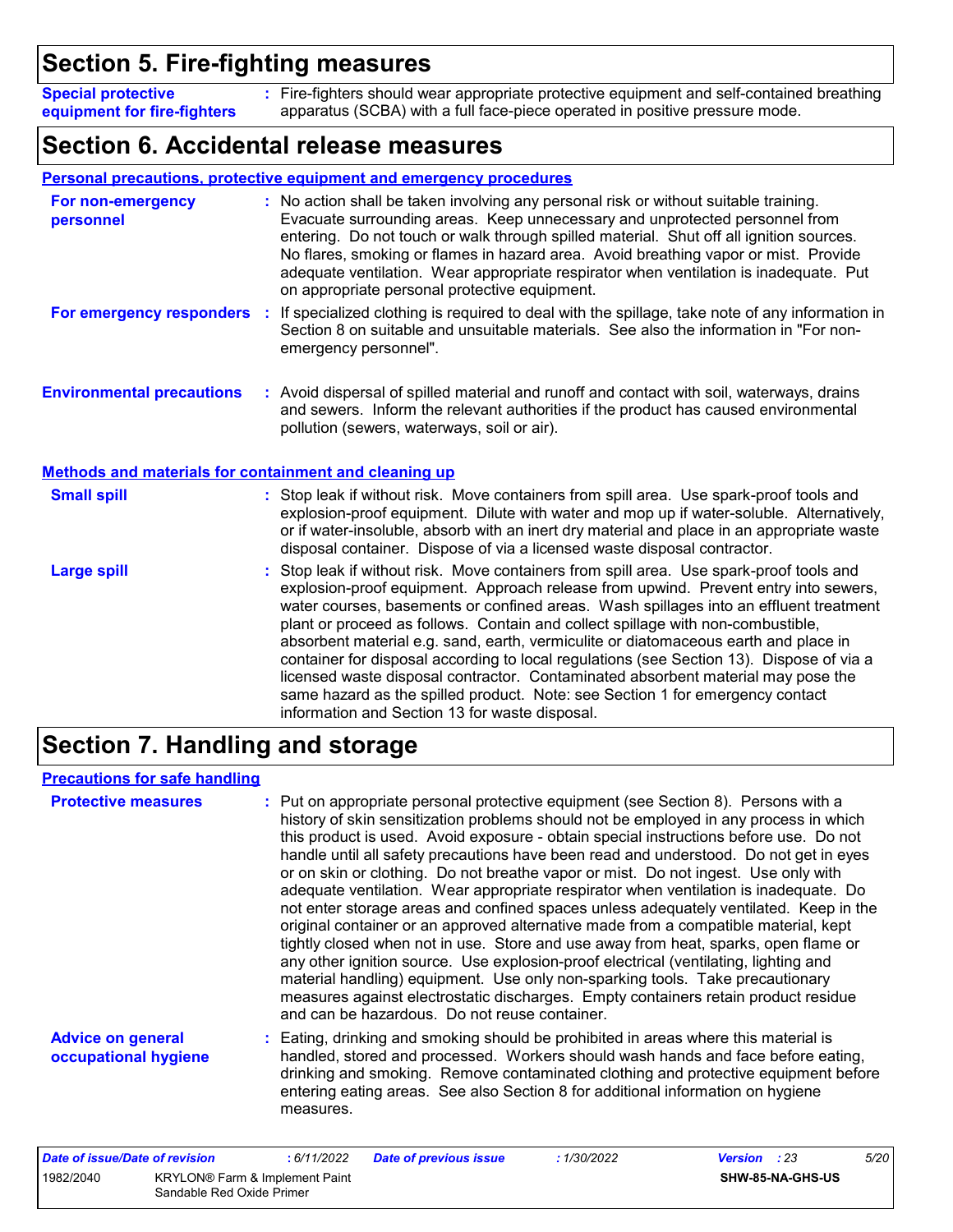## Section 5. Fire-fighting measures

**Special protective equipment for fire-fighters** : Fire-fighters should wear appropriate protective equipment and self-contained breathing apparatus (SCBA) with a full face-piece operated in positive pressure mode.

## Section 6. Accidental release measures

### Personal precautions, protective equipment and emergency procedures

**For non-emergency personnel** : No action shall be taken involving any personal risk or without suitable training. Evacuate surrounding areas. Keep unnecessary and unprotected personnel from entering. Do not touch or walk through spilled material. Shut off all ignition sources. No flares, smoking or flames in hazard area. Avoid breathing vapor or mist. Provide adequate ventilation. Wear appropriate respirator when ventilation is inadequate. Put on appropriate personal protective equipment.

**For emergency responders** : If specialized clothing is required to deal with the spillage, take note of any information in Section 8 on suitable and unsuitable materials. See also the information in "For non-emergency personnel".

**Environmental precautions** : Avoid dispersal of spilled material and runoff and contact with soil, waterways, drains and sewers. Inform the relevant authorities if the product has caused environmental pollution (sewers, waterways, soil or air).

### Methods and materials for containment and cleaning up

**Small spill** : Stop leak if without risk. Move containers from spill area. Use spark-proof tools and explosion-proof equipment. Dilute with water and mop up if water-soluble. Alternatively, or if water-insoluble, absorb with an inert dry material and place in an appropriate waste disposal container. Dispose of via a licensed waste disposal contractor.

**Large spill** : Stop leak if without risk. Move containers from spill area. Use spark-proof tools and explosion-proof equipment. Approach release from upwind. Prevent entry into sewers, water courses, basements or confined areas. Wash spillages into an effluent treatment plant or proceed as follows. Contain and collect spillage with non-combustible, absorbent material e.g. sand, earth, vermiculite or diatomaceous earth and place in container for disposal according to local regulations (see Section 13). Dispose of via a licensed waste disposal contractor. Contaminated absorbent material may pose the same hazard as the spilled product. Note: see Section 1 for emergency contact information and Section 13 for waste disposal.

## Section 7. Handling and storage

### Precautions for safe handling

**Protective measures** : Put on appropriate personal protective equipment (see Section 8). Persons with a history of skin sensitization problems should not be employed in any process in which this product is used. Avoid exposure - obtain special instructions before use. Do not handle until all safety precautions have been read and understood. Do not get in eyes or on skin or clothing. Do not breathe vapor or mist. Do not ingest. Use only with adequate ventilation. Wear appropriate respirator when ventilation is inadequate. Do not enter storage areas and confined spaces unless adequately ventilated. Keep in the original container or an approved alternative made from a compatible material, kept tightly closed when not in use. Store and use away from heat, sparks, open flame or any other ignition source. Use explosion-proof electrical (ventilating, lighting and material handling) equipment. Use only non-sparking tools. Take precautionary measures against electrostatic discharges. Empty containers retain product residue and can be hazardous. Do not reuse container.

**Advice on general occupational hygiene** : Eating, drinking and smoking should be prohibited in areas where this material is handled, stored and processed. Workers should wash hands and face before eating, drinking and smoking. Remove contaminated clothing and protective equipment before entering eating areas. See also Section 8 for additional information on hygiene measures.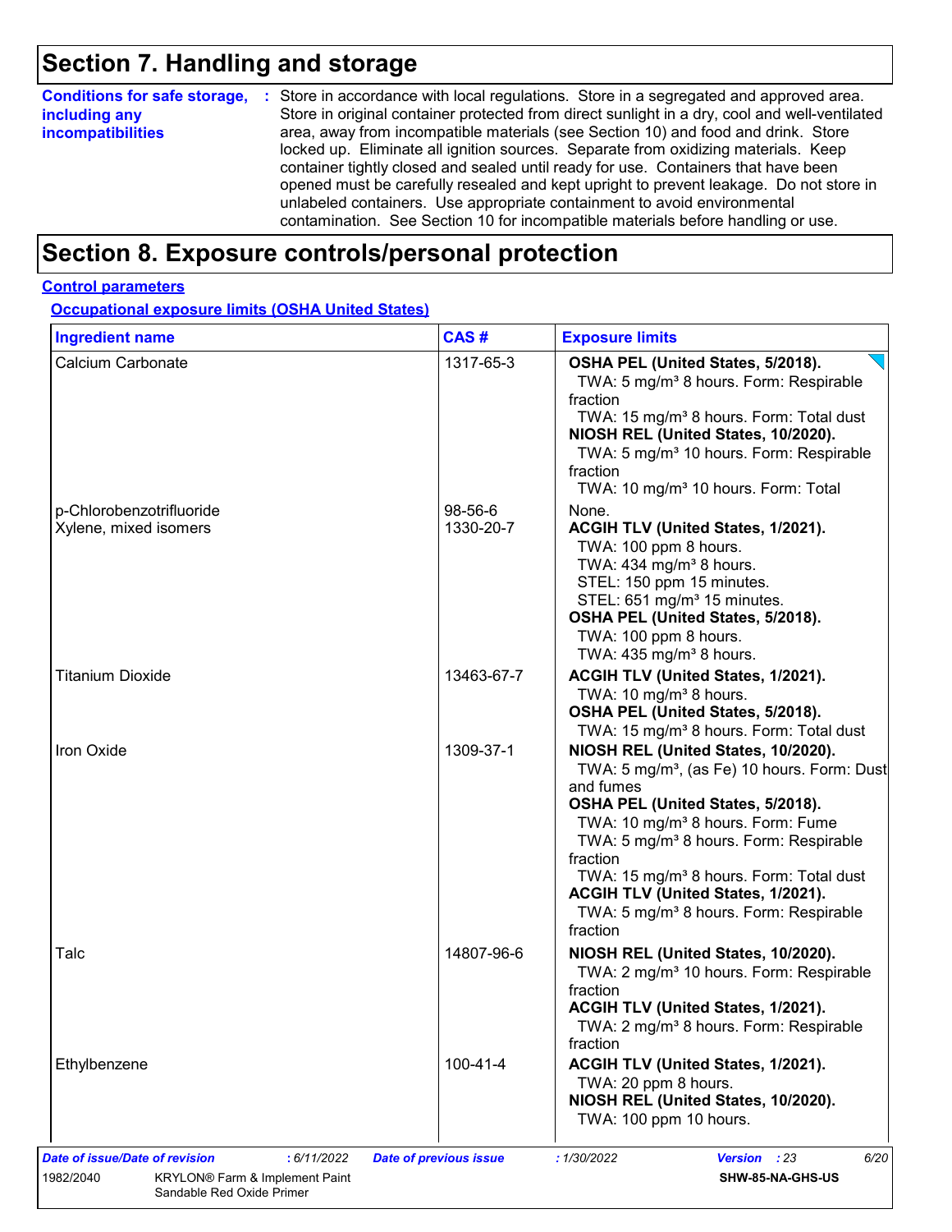# Section 7. Handling and storage

**Conditions for safe storage, including any incompatibilities** : Store in accordance with local regulations. Store in a segregated and approved area. Store in original container protected from direct sunlight in a dry, cool and well-ventilated area, away from incompatible materials (see Section 10) and food and drink. Store locked up. Eliminate all ignition sources. Separate from oxidizing materials. Keep container tightly closed and sealed until ready for use. Containers that have been opened must be carefully resealed and kept upright to prevent leakage. Do not store in unlabeled containers. Use appropriate containment to avoid environmental contamination. See Section 10 for incompatible materials before handling or use.

# Section 8. Exposure controls/personal protection

**Control parameters**

**Occupational exposure limits (OSHA United States)**

| Ingredient name | CAS # | Exposure limits |
|---|---|---|
| Calcium Carbonate | 1317-65-3 | **OSHA PEL (United States, 5/2018).**<br>TWA: 5 mg/m³ 8 hours. Form: Respirable fraction<br>TWA: 15 mg/m³ 8 hours. Form: Total dust<br>**NIOSH REL (United States, 10/2020).**<br>TWA: 5 mg/m³ 10 hours. Form: Respirable fraction<br>TWA: 10 mg/m³ 10 hours. Form: Total |
| p-Chlorobenzotrifluoride | 98-56-6 | None. |
| Xylene, mixed isomers | 1330-20-7 | **ACGIH TLV (United States, 1/2021).**<br>TWA: 100 ppm 8 hours.<br>TWA: 434 mg/m³ 8 hours.<br>STEL: 150 ppm 15 minutes.<br>STEL: 651 mg/m³ 15 minutes.<br>**OSHA PEL (United States, 5/2018).**<br>TWA: 100 ppm 8 hours.<br>TWA: 435 mg/m³ 8 hours. |
| Titanium Dioxide | 13463-67-7 | **ACGIH TLV (United States, 1/2021).**<br>TWA: 10 mg/m³ 8 hours.<br>**OSHA PEL (United States, 5/2018).**<br>TWA: 15 mg/m³ 8 hours. Form: Total dust |
| Iron Oxide | 1309-37-1 | **NIOSH REL (United States, 10/2020).**<br>TWA: 5 mg/m³, (as Fe) 10 hours. Form: Dust and fumes<br>**OSHA PEL (United States, 5/2018).**<br>TWA: 10 mg/m³ 8 hours. Form: Fume<br>TWA: 5 mg/m³ 8 hours. Form: Respirable fraction<br>TWA: 15 mg/m³ 8 hours. Form: Total dust<br>**ACGIH TLV (United States, 1/2021).**<br>TWA: 5 mg/m³ 8 hours. Form: Respirable fraction |
| Talc | 14807-96-6 | **NIOSH REL (United States, 10/2020).**<br>TWA: 2 mg/m³ 10 hours. Form: Respirable fraction<br>**ACGIH TLV (United States, 1/2021).**<br>TWA: 2 mg/m³ 8 hours. Form: Respirable fraction |
| Ethylbenzene | 100-41-4 | **ACGIH TLV (United States, 1/2021).**<br>TWA: 20 ppm 8 hours.<br>**NIOSH REL (United States, 10/2020).**<br>TWA: 100 ppm 10 hours. |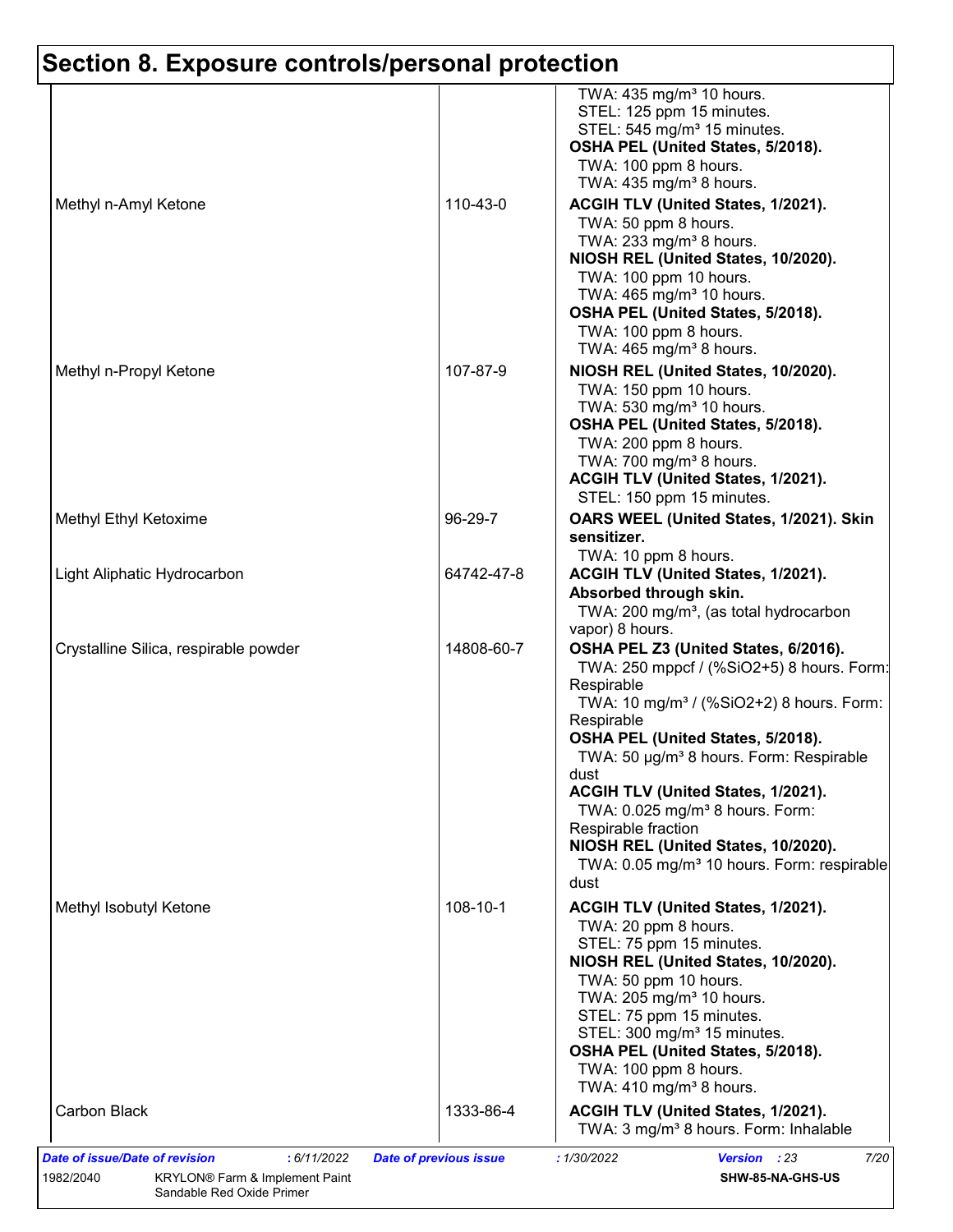## Section 8. Exposure controls/personal protection

| | | |
|---|---|---|
| | | TWA: 435 mg/m³ 10 hours.<br>STEL: 125 ppm 15 minutes.<br>STEL: 545 mg/m³ 15 minutes.<br>**OSHA PEL (United States, 5/2018).**<br>TWA: 100 ppm 8 hours.<br>TWA: 435 mg/m³ 8 hours. |
| Methyl n-Amyl Ketone | 110-43-0 | **ACGIH TLV (United States, 1/2021).**<br>TWA: 50 ppm 8 hours.<br>TWA: 233 mg/m³ 8 hours.<br>**NIOSH REL (United States, 10/2020).**<br>TWA: 100 ppm 10 hours.<br>TWA: 465 mg/m³ 10 hours.<br>**OSHA PEL (United States, 5/2018).**<br>TWA: 100 ppm 8 hours.<br>TWA: 465 mg/m³ 8 hours. |
| Methyl n-Propyl Ketone | 107-87-9 | **NIOSH REL (United States, 10/2020).**<br>TWA: 150 ppm 10 hours.<br>TWA: 530 mg/m³ 10 hours.<br>**OSHA PEL (United States, 5/2018).**<br>TWA: 200 ppm 8 hours.<br>TWA: 700 mg/m³ 8 hours.<br>**ACGIH TLV (United States, 1/2021).**<br>STEL: 150 ppm 15 minutes. |
| Methyl Ethyl Ketoxime | 96-29-7 | **OARS WEEL (United States, 1/2021). Skin sensitizer.**<br>TWA: 10 ppm 8 hours. |
| Light Aliphatic Hydrocarbon | 64742-47-8 | **ACGIH TLV (United States, 1/2021). Absorbed through skin.**<br>TWA: 200 mg/m³, (as total hydrocarbon vapor) 8 hours. |
| Crystalline Silica, respirable powder | 14808-60-7 | **OSHA PEL Z3 (United States, 6/2016).**<br>TWA: 250 mppcf / (%SiO2+5) 8 hours. Form: Respirable<br>TWA: 10 mg/m³ / (%SiO2+2) 8 hours. Form: Respirable<br>**OSHA PEL (United States, 5/2018).**<br>TWA: 50 µg/m³ 8 hours. Form: Respirable dust<br>**ACGIH TLV (United States, 1/2021).**<br>TWA: 0.025 mg/m³ 8 hours. Form: Respirable fraction<br>**NIOSH REL (United States, 10/2020).**<br>TWA: 0.05 mg/m³ 10 hours. Form: respirable dust |
| Methyl Isobutyl Ketone | 108-10-1 | **ACGIH TLV (United States, 1/2021).**<br>TWA: 20 ppm 8 hours.<br>STEL: 75 ppm 15 minutes.<br>**NIOSH REL (United States, 10/2020).**<br>TWA: 50 ppm 10 hours.<br>TWA: 205 mg/m³ 10 hours.<br>STEL: 75 ppm 15 minutes.<br>STEL: 300 mg/m³ 15 minutes.<br>**OSHA PEL (United States, 5/2018).**<br>TWA: 100 ppm 8 hours.<br>TWA: 410 mg/m³ 8 hours. |
| Carbon Black | 1333-86-4 | **ACGIH TLV (United States, 1/2021).**<br>TWA: 3 mg/m³ 8 hours. Form: Inhalable |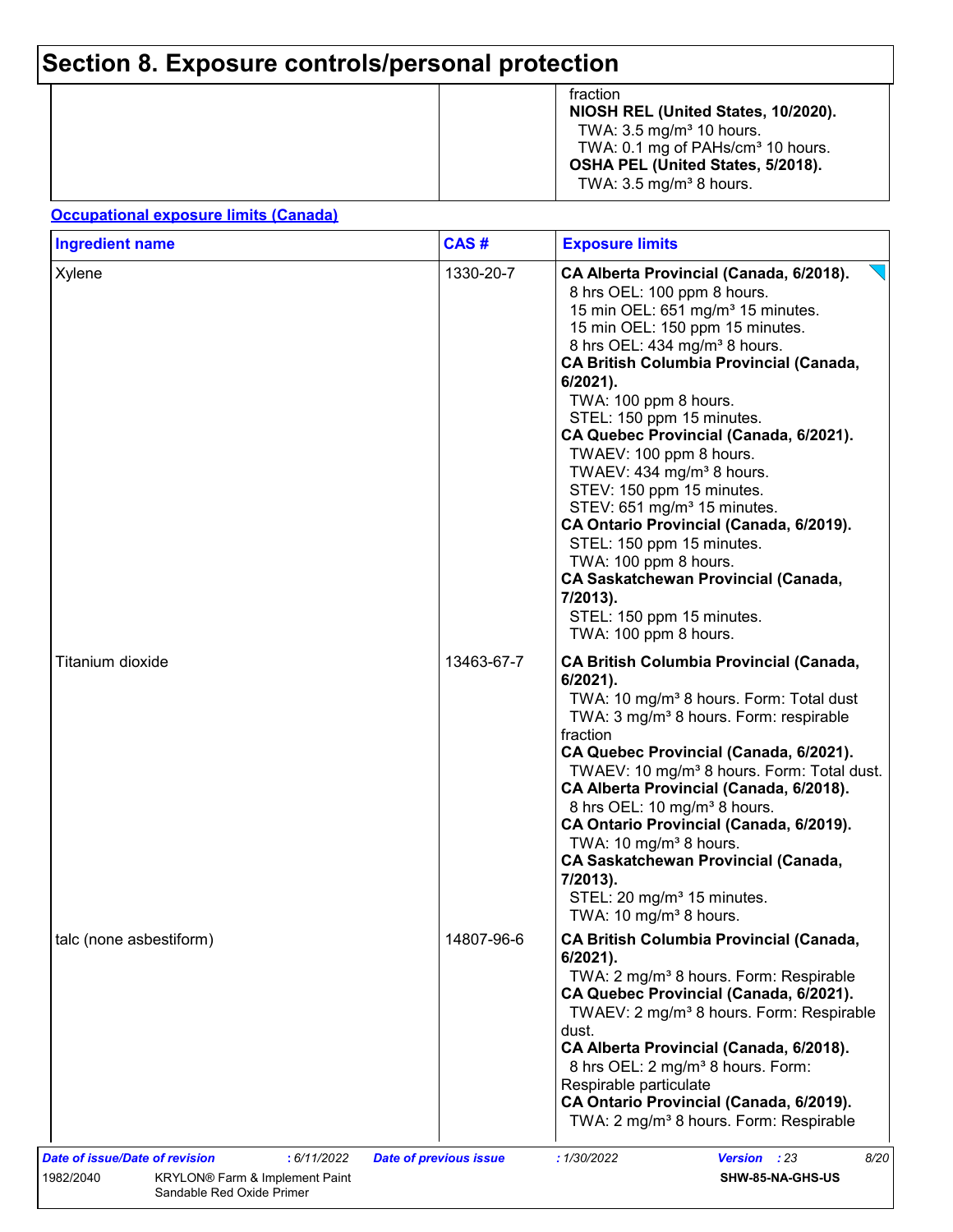## Section 8. Exposure controls/personal protection

| | | |
|---|---|---|
| | | fraction<br>**NIOSH REL (United States, 10/2020).**<br>TWA: 3.5 mg/m³ 10 hours.<br>TWA: 0.1 mg of PAHs/cm³ 10 hours.<br>**OSHA PEL (United States, 5/2018).**<br>TWA: 3.5 mg/m³ 8 hours. |

**Occupational exposure limits (Canada)**

| Ingredient name | CAS # | Exposure limits |
|---|---|---|
| Xylene | 1330-20-7 | **CA Alberta Provincial (Canada, 6/2018).**<br>8 hrs OEL: 100 ppm 8 hours.<br>15 min OEL: 651 mg/m³ 15 minutes.<br>15 min OEL: 150 ppm 15 minutes.<br>8 hrs OEL: 434 mg/m³ 8 hours.<br>**CA British Columbia Provincial (Canada, 6/2021).**<br>TWA: 100 ppm 8 hours.<br>STEL: 150 ppm 15 minutes.<br>**CA Quebec Provincial (Canada, 6/2021).**<br>TWAEV: 100 ppm 8 hours.<br>TWAEV: 434 mg/m³ 8 hours.<br>STEV: 150 ppm 15 minutes.<br>STEV: 651 mg/m³ 15 minutes.<br>**CA Ontario Provincial (Canada, 6/2019).**<br>STEL: 150 ppm 15 minutes.<br>TWA: 100 ppm 8 hours.<br>**CA Saskatchewan Provincial (Canada, 7/2013).**<br>STEL: 150 ppm 15 minutes.<br>TWA: 100 ppm 8 hours. |
| Titanium dioxide | 13463-67-7 | **CA British Columbia Provincial (Canada, 6/2021).**<br>TWA: 10 mg/m³ 8 hours. Form: Total dust<br>TWA: 3 mg/m³ 8 hours. Form: respirable fraction<br>**CA Quebec Provincial (Canada, 6/2021).**<br>TWAEV: 10 mg/m³ 8 hours. Form: Total dust.<br>**CA Alberta Provincial (Canada, 6/2018).**<br>8 hrs OEL: 10 mg/m³ 8 hours.<br>**CA Ontario Provincial (Canada, 6/2019).**<br>TWA: 10 mg/m³ 8 hours.<br>**CA Saskatchewan Provincial (Canada, 7/2013).**<br>STEL: 20 mg/m³ 15 minutes.<br>TWA: 10 mg/m³ 8 hours. |
| talc (none asbestiform) | 14807-96-6 | **CA British Columbia Provincial (Canada, 6/2021).**<br>TWA: 2 mg/m³ 8 hours. Form: Respirable<br>**CA Quebec Provincial (Canada, 6/2021).**<br>TWAEV: 2 mg/m³ 8 hours. Form: Respirable dust.<br>**CA Alberta Provincial (Canada, 6/2018).**<br>8 hrs OEL: 2 mg/m³ 8 hours. Form: Respirable particulate<br>**CA Ontario Provincial (Canada, 6/2019).**<br>TWA: 2 mg/m³ 8 hours. Form: Respirable |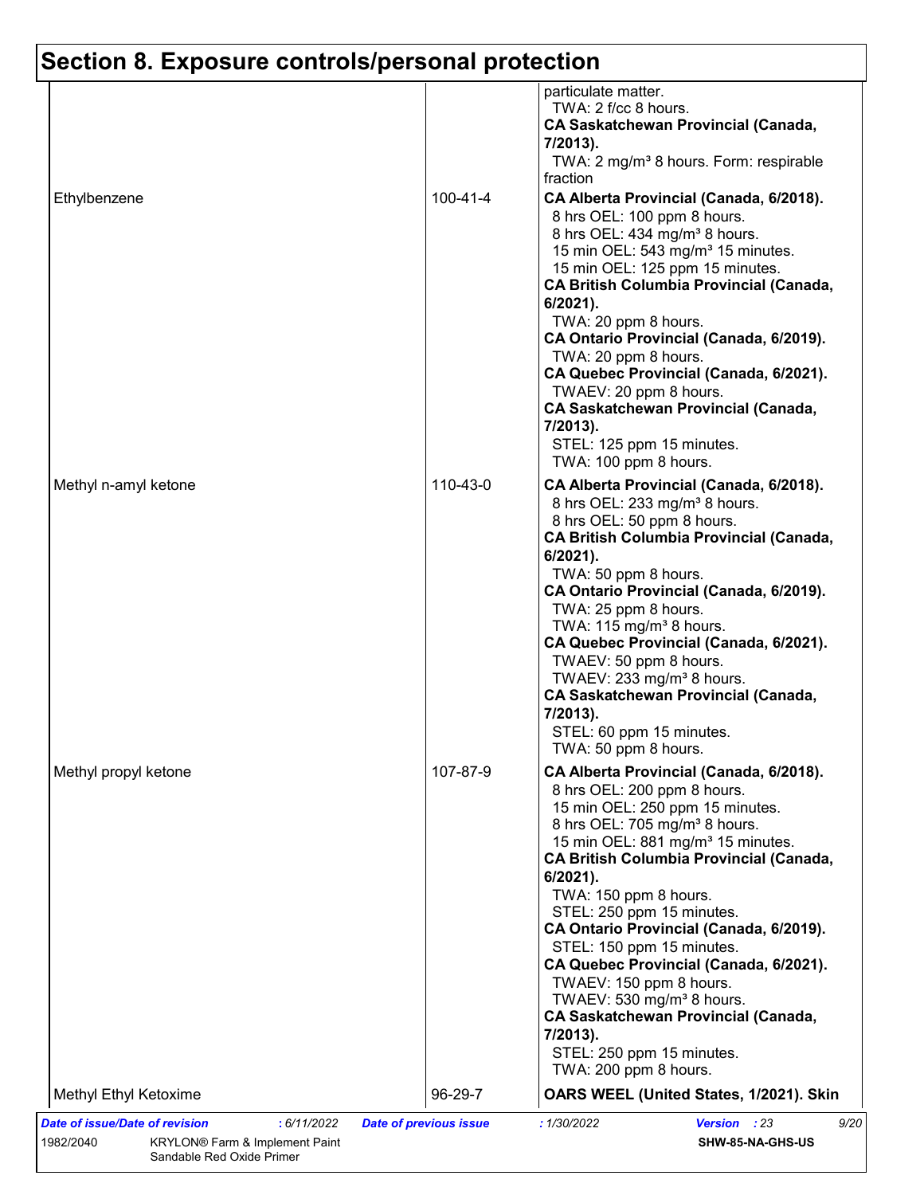## Section 8. Exposure controls/personal protection

| | | |
|---|---|---|
| | | particulate matter.<br>TWA: 2 f/cc 8 hours.<br>**CA Saskatchewan Provincial (Canada, 7/2013).**<br>TWA: 2 mg/m³ 8 hours. Form: respirable fraction |
| Ethylbenzene | 100-41-4 | **CA Alberta Provincial (Canada, 6/2018).**<br>8 hrs OEL: 100 ppm 8 hours.<br>8 hrs OEL: 434 mg/m³ 8 hours.<br>15 min OEL: 543 mg/m³ 15 minutes.<br>15 min OEL: 125 ppm 15 minutes.<br>**CA British Columbia Provincial (Canada, 6/2021).**<br>TWA: 20 ppm 8 hours.<br>**CA Ontario Provincial (Canada, 6/2019).**<br>TWA: 20 ppm 8 hours.<br>**CA Quebec Provincial (Canada, 6/2021).**<br>TWAEV: 20 ppm 8 hours.<br>**CA Saskatchewan Provincial (Canada, 7/2013).**<br>STEL: 125 ppm 15 minutes.<br>TWA: 100 ppm 8 hours. |
| Methyl n-amyl ketone | 110-43-0 | **CA Alberta Provincial (Canada, 6/2018).**<br>8 hrs OEL: 233 mg/m³ 8 hours.<br>8 hrs OEL: 50 ppm 8 hours.<br>**CA British Columbia Provincial (Canada, 6/2021).**<br>TWA: 50 ppm 8 hours.<br>**CA Ontario Provincial (Canada, 6/2019).**<br>TWA: 25 ppm 8 hours.<br>TWA: 115 mg/m³ 8 hours.<br>**CA Quebec Provincial (Canada, 6/2021).**<br>TWAEV: 50 ppm 8 hours.<br>TWAEV: 233 mg/m³ 8 hours.<br>**CA Saskatchewan Provincial (Canada, 7/2013).**<br>STEL: 60 ppm 15 minutes.<br>TWA: 50 ppm 8 hours. |
| Methyl propyl ketone | 107-87-9 | **CA Alberta Provincial (Canada, 6/2018).**<br>8 hrs OEL: 200 ppm 8 hours.<br>15 min OEL: 250 ppm 15 minutes.<br>8 hrs OEL: 705 mg/m³ 8 hours.<br>15 min OEL: 881 mg/m³ 15 minutes.<br>**CA British Columbia Provincial (Canada, 6/2021).**<br>TWA: 150 ppm 8 hours.<br>STEL: 250 ppm 15 minutes.<br>**CA Ontario Provincial (Canada, 6/2019).**<br>STEL: 150 ppm 15 minutes.<br>**CA Quebec Provincial (Canada, 6/2021).**<br>TWAEV: 150 ppm 8 hours.<br>TWAEV: 530 mg/m³ 8 hours.<br>**CA Saskatchewan Provincial (Canada, 7/2013).**<br>STEL: 250 ppm 15 minutes.<br>TWA: 200 ppm 8 hours. |
| Methyl Ethyl Ketoxime | 96-29-7 | **OARS WEEL (United States, 1/2021). Skin** |

*Date of issue/Date of revision* : 6/11/2022 *Date of previous issue* : 1/30/2022 *Version* : 23

1982/2040 KRYLON® Farm & Implement Paint Sandable Red Oxide Primer SHW-85-NA-GHS-US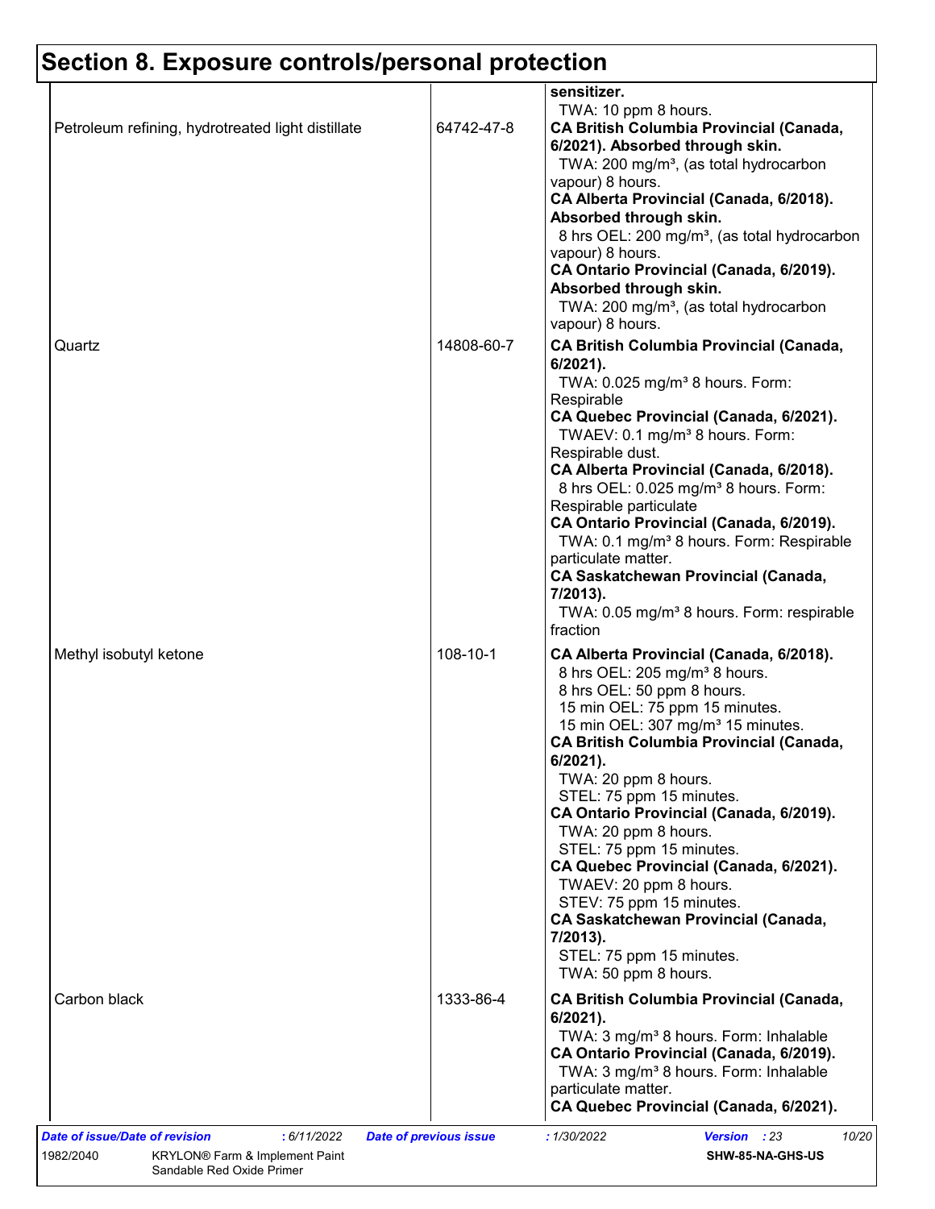# Section 8. Exposure controls/personal protection

| | | |
|---|---|---|
| | | **sensitizer.**<br>TWA: 10 ppm 8 hours. |
| Petroleum refining, hydrotreated light distillate | 64742-47-8 | **CA British Columbia Provincial (Canada, 6/2021). Absorbed through skin.**<br>TWA: 200 mg/m³, (as total hydrocarbon vapour) 8 hours.<br>**CA Alberta Provincial (Canada, 6/2018). Absorbed through skin.**<br>8 hrs OEL: 200 mg/m³, (as total hydrocarbon vapour) 8 hours.<br>**CA Ontario Provincial (Canada, 6/2019). Absorbed through skin.**<br>TWA: 200 mg/m³, (as total hydrocarbon vapour) 8 hours. |
| Quartz | 14808-60-7 | **CA British Columbia Provincial (Canada, 6/2021).**<br>TWA: 0.025 mg/m³ 8 hours. Form: Respirable<br>**CA Quebec Provincial (Canada, 6/2021).**<br>TWAEV: 0.1 mg/m³ 8 hours. Form: Respirable dust.<br>**CA Alberta Provincial (Canada, 6/2018).**<br>8 hrs OEL: 0.025 mg/m³ 8 hours. Form: Respirable particulate<br>**CA Ontario Provincial (Canada, 6/2019).**<br>TWA: 0.1 mg/m³ 8 hours. Form: Respirable particulate matter.<br>**CA Saskatchewan Provincial (Canada, 7/2013).**<br>TWA: 0.05 mg/m³ 8 hours. Form: respirable fraction |
| Methyl isobutyl ketone | 108-10-1 | **CA Alberta Provincial (Canada, 6/2018).**<br>8 hrs OEL: 205 mg/m³ 8 hours.<br>8 hrs OEL: 50 ppm 8 hours.<br>15 min OEL: 75 ppm 15 minutes.<br>15 min OEL: 307 mg/m³ 15 minutes.<br>**CA British Columbia Provincial (Canada, 6/2021).**<br>TWA: 20 ppm 8 hours.<br>STEL: 75 ppm 15 minutes.<br>**CA Ontario Provincial (Canada, 6/2019).**<br>TWA: 20 ppm 8 hours.<br>STEL: 75 ppm 15 minutes.<br>**CA Quebec Provincial (Canada, 6/2021).**<br>TWAEV: 20 ppm 8 hours.<br>STEV: 75 ppm 15 minutes.<br>**CA Saskatchewan Provincial (Canada, 7/2013).**<br>STEL: 75 ppm 15 minutes.<br>TWA: 50 ppm 8 hours. |
| Carbon black | 1333-86-4 | **CA British Columbia Provincial (Canada, 6/2021).**<br>TWA: 3 mg/m³ 8 hours. Form: Inhalable<br>**CA Ontario Provincial (Canada, 6/2019).**<br>TWA: 3 mg/m³ 8 hours. Form: Inhalable particulate matter.<br>**CA Quebec Provincial (Canada, 6/2021).** |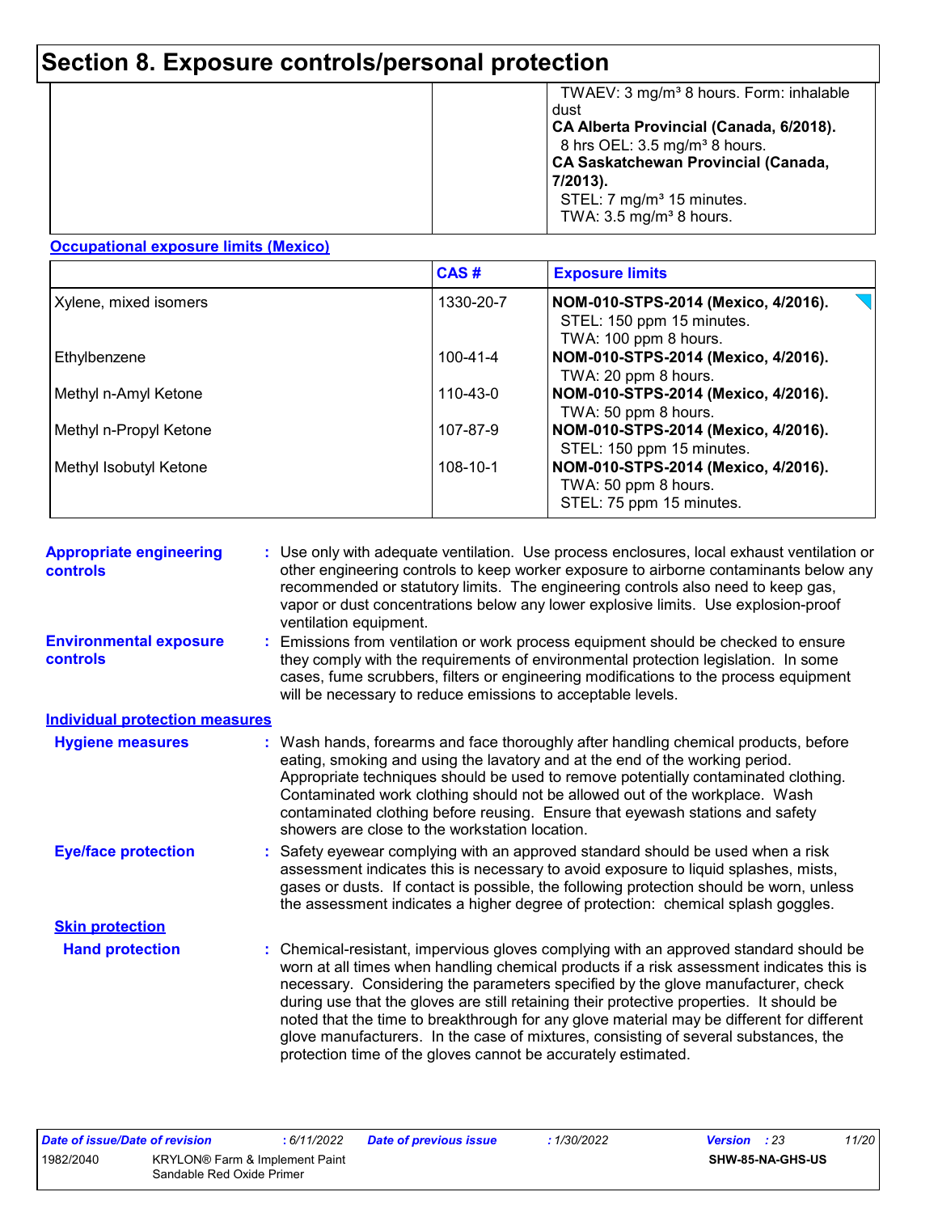# Section 8. Exposure controls/personal protection

| | | |
|---|---|---|
| | | TWAEV: 3 mg/m³ 8 hours. Form: inhalable dust<br>**CA Alberta Provincial (Canada, 6/2018).**<br>8 hrs OEL: 3.5 mg/m³ 8 hours.<br>**CA Saskatchewan Provincial (Canada, 7/2013).**<br>STEL: 7 mg/m³ 15 minutes.<br>TWA: 3.5 mg/m³ 8 hours. |

**Occupational exposure limits (Mexico)**

| | CAS # | Exposure limits |
|---|---|---|
| Xylene, mixed isomers | 1330-20-7 | **NOM-010-STPS-2014 (Mexico, 4/2016).**<br>STEL: 150 ppm 15 minutes.<br>TWA: 100 ppm 8 hours. |
| Ethylbenzene | 100-41-4 | **NOM-010-STPS-2014 (Mexico, 4/2016).**<br>TWA: 20 ppm 8 hours. |
| Methyl n-Amyl Ketone | 110-43-0 | **NOM-010-STPS-2014 (Mexico, 4/2016).**<br>TWA: 50 ppm 8 hours. |
| Methyl n-Propyl Ketone | 107-87-9 | **NOM-010-STPS-2014 (Mexico, 4/2016).**<br>STEL: 150 ppm 15 minutes. |
| Methyl Isobutyl Ketone | 108-10-1 | **NOM-010-STPS-2014 (Mexico, 4/2016).**<br>TWA: 50 ppm 8 hours.<br>STEL: 75 ppm 15 minutes. |

**Appropriate engineering controls** : Use only with adequate ventilation. Use process enclosures, local exhaust ventilation or other engineering controls to keep worker exposure to airborne contaminants below any recommended or statutory limits. The engineering controls also need to keep gas, vapor or dust concentrations below any lower explosive limits. Use explosion-proof ventilation equipment.

**Environmental exposure controls** : Emissions from ventilation or work process equipment should be checked to ensure they comply with the requirements of environmental protection legislation. In some cases, fume scrubbers, filters or engineering modifications to the process equipment will be necessary to reduce emissions to acceptable levels.

**Individual protection measures**

**Hygiene measures** : Wash hands, forearms and face thoroughly after handling chemical products, before eating, smoking and using the lavatory and at the end of the working period. Appropriate techniques should be used to remove potentially contaminated clothing. Contaminated work clothing should not be allowed out of the workplace. Wash contaminated clothing before reusing. Ensure that eyewash stations and safety showers are close to the workstation location.

**Eye/face protection** : Safety eyewear complying with an approved standard should be used when a risk assessment indicates this is necessary to avoid exposure to liquid splashes, mists, gases or dusts. If contact is possible, the following protection should be worn, unless the assessment indicates a higher degree of protection: chemical splash goggles.

**Skin protection**

**Hand protection** : Chemical-resistant, impervious gloves complying with an approved standard should be worn at all times when handling chemical products if a risk assessment indicates this is necessary. Considering the parameters specified by the glove manufacturer, check during use that the gloves are still retaining their protective properties. It should be noted that the time to breakthrough for any glove material may be different for different glove manufacturers. In the case of mixtures, consisting of several substances, the protection time of the gloves cannot be accurately estimated.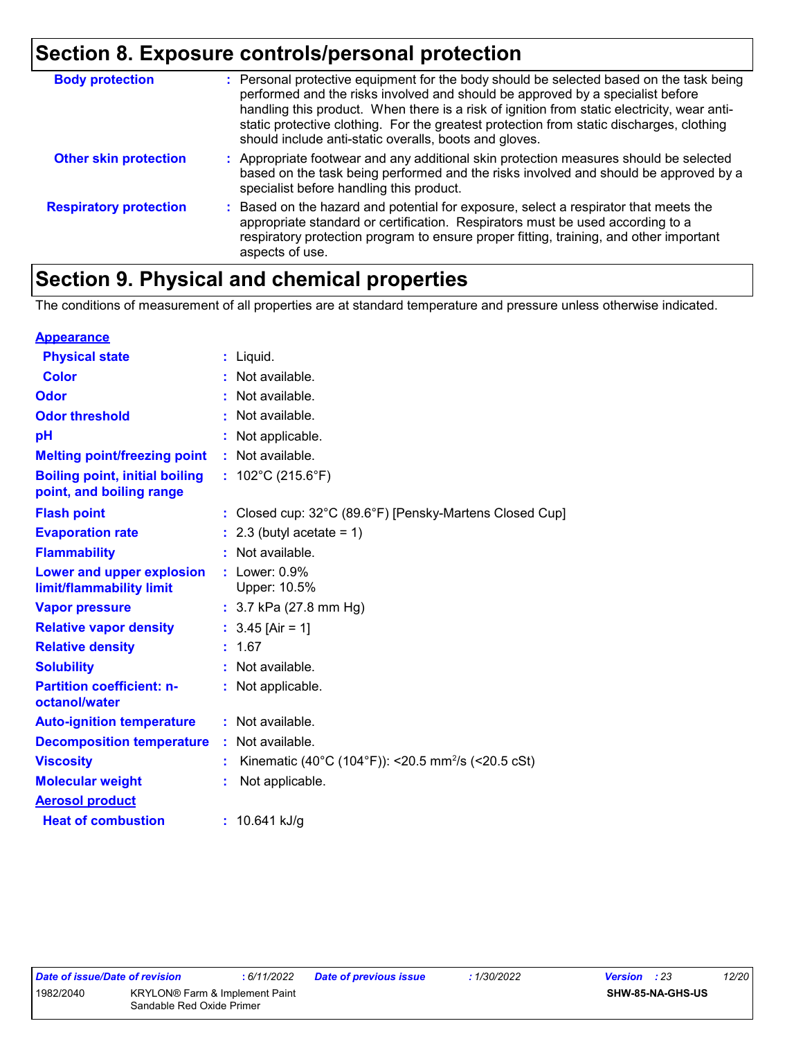## Section 8. Exposure controls/personal protection

| | | |
|---|---|---|
| **Body protection** | : | Personal protective equipment for the body should be selected based on the task being performed and the risks involved and should be approved by a specialist before handling this product. When there is a risk of ignition from static electricity, wear anti-static protective clothing. For the greatest protection from static discharges, clothing should include anti-static overalls, boots and gloves. |
| **Other skin protection** | : | Appropriate footwear and any additional skin protection measures should be selected based on the task being performed and the risks involved and should be approved by a specialist before handling this product. |
| **Respiratory protection** | : | Based on the hazard and potential for exposure, select a respirator that meets the appropriate standard or certification. Respirators must be used according to a respiratory protection program to ensure proper fitting, training, and other important aspects of use. |

## Section 9. Physical and chemical properties

The conditions of measurement of all properties are at standard temperature and pressure unless otherwise indicated.

| | | |
|---|---|---|
| **Appearance** | | |
| **Physical state** | : | Liquid. |
| **Color** | : | Not available. |
| **Odor** | : | Not available. |
| **Odor threshold** | : | Not available. |
| **pH** | : | Not applicable. |
| **Melting point/freezing point** | : | Not available. |
| **Boiling point, initial boiling point, and boiling range** | : | 102°C (215.6°F) |
| **Flash point** | : | Closed cup: 32°C (89.6°F) [Pensky-Martens Closed Cup] |
| **Evaporation rate** | : | 2.3 (butyl acetate = 1) |
| **Flammability** | : | Not available. |
| **Lower and upper explosion limit/flammability limit** | : | Lower: 0.9%<br>Upper: 10.5% |
| **Vapor pressure** | : | 3.7 kPa (27.8 mm Hg) |
| **Relative vapor density** | : | 3.45 [Air = 1] |
| **Relative density** | : | 1.67 |
| **Solubility** | : | Not available. |
| **Partition coefficient: n-octanol/water** | : | Not applicable. |
| **Auto-ignition temperature** | : | Not available. |
| **Decomposition temperature** | : | Not available. |
| **Viscosity** | : | Kinematic (40°C (104°F)): <20.5 $mm^2/s$ (<20.5 cSt) |
| **Molecular weight** | : | Not applicable. |
| **Aerosol product** | | |
| **Heat of combustion** | : | 10.641 kJ/g |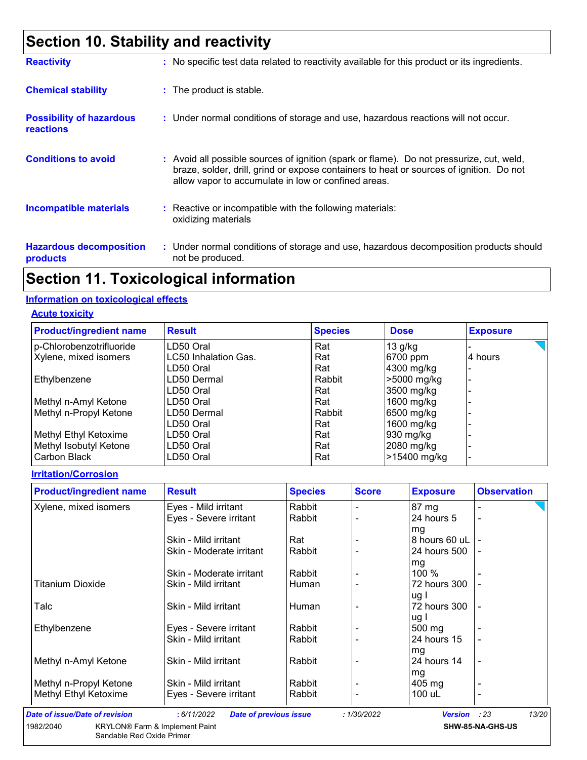# Section 10. Stability and reactivity

**Reactivity** : No specific test data related to reactivity available for this product or its ingredients.

**Chemical stability** : The product is stable.

**Possibility of hazardous reactions** : Under normal conditions of storage and use, hazardous reactions will not occur.

**Conditions to avoid** : Avoid all possible sources of ignition (spark or flame). Do not pressurize, cut, weld, braze, solder, drill, grind or expose containers to heat or sources of ignition. Do not allow vapor to accumulate in low or confined areas.

**Incompatible materials** : Reactive or incompatible with the following materials: oxidizing materials

**Hazardous decomposition products** : Under normal conditions of storage and use, hazardous decomposition products should not be produced.

# Section 11. Toxicological information

## Information on toxicological effects

### Acute toxicity

| Product/ingredient name | Result | Species | Dose | Exposure |
|---|---|---|---|---|
| p-Chlorobenzotrifluoride | LD50 Oral | Rat | 13 g/kg | - |
| Xylene, mixed isomers | LC50 Inhalation Gas. | Rat | 6700 ppm | 4 hours |
| | LD50 Oral | Rat | 4300 mg/kg | - |
| Ethylbenzene | LD50 Dermal | Rabbit | >5000 mg/kg | - |
| | LD50 Oral | Rat | 3500 mg/kg | - |
| Methyl n-Amyl Ketone | LD50 Oral | Rat | 1600 mg/kg | - |
| Methyl n-Propyl Ketone | LD50 Dermal | Rabbit | 6500 mg/kg | - |
| | LD50 Oral | Rat | 1600 mg/kg | - |
| Methyl Ethyl Ketoxime | LD50 Oral | Rat | 930 mg/kg | - |
| Methyl Isobutyl Ketone | LD50 Oral | Rat | 2080 mg/kg | - |
| Carbon Black | LD50 Oral | Rat | >15400 mg/kg | - |

### Irritation/Corrosion

| Product/ingredient name | Result | Species | Score | Exposure | Observation |
|---|---|---|---|---|---|
| Xylene, mixed isomers | Eyes - Mild irritant | Rabbit | - | 87 mg | - |
| | Eyes - Severe irritant | Rabbit | - | 24 hours 5 mg | - |
| | Skin - Mild irritant | Rat | - | 8 hours 60 uL | - |
| | Skin - Moderate irritant | Rabbit | - | 24 hours 500 mg | - |
| | Skin - Moderate irritant | Rabbit | - | 100 % | - |
| Titanium Dioxide | Skin - Mild irritant | Human | - | 72 hours 300 ug I | - |
| Talc | Skin - Mild irritant | Human | - | 72 hours 300 ug I | - |
| Ethylbenzene | Eyes - Severe irritant | Rabbit | - | 500 mg | - |
| | Skin - Mild irritant | Rabbit | - | 24 hours 15 mg | - |
| Methyl n-Amyl Ketone | Skin - Mild irritant | Rabbit | - | 24 hours 14 mg | - |
| Methyl n-Propyl Ketone | Skin - Mild irritant | Rabbit | - | 405 mg | - |
| Methyl Ethyl Ketoxime | Eyes - Severe irritant | Rabbit | - | 100 uL | - |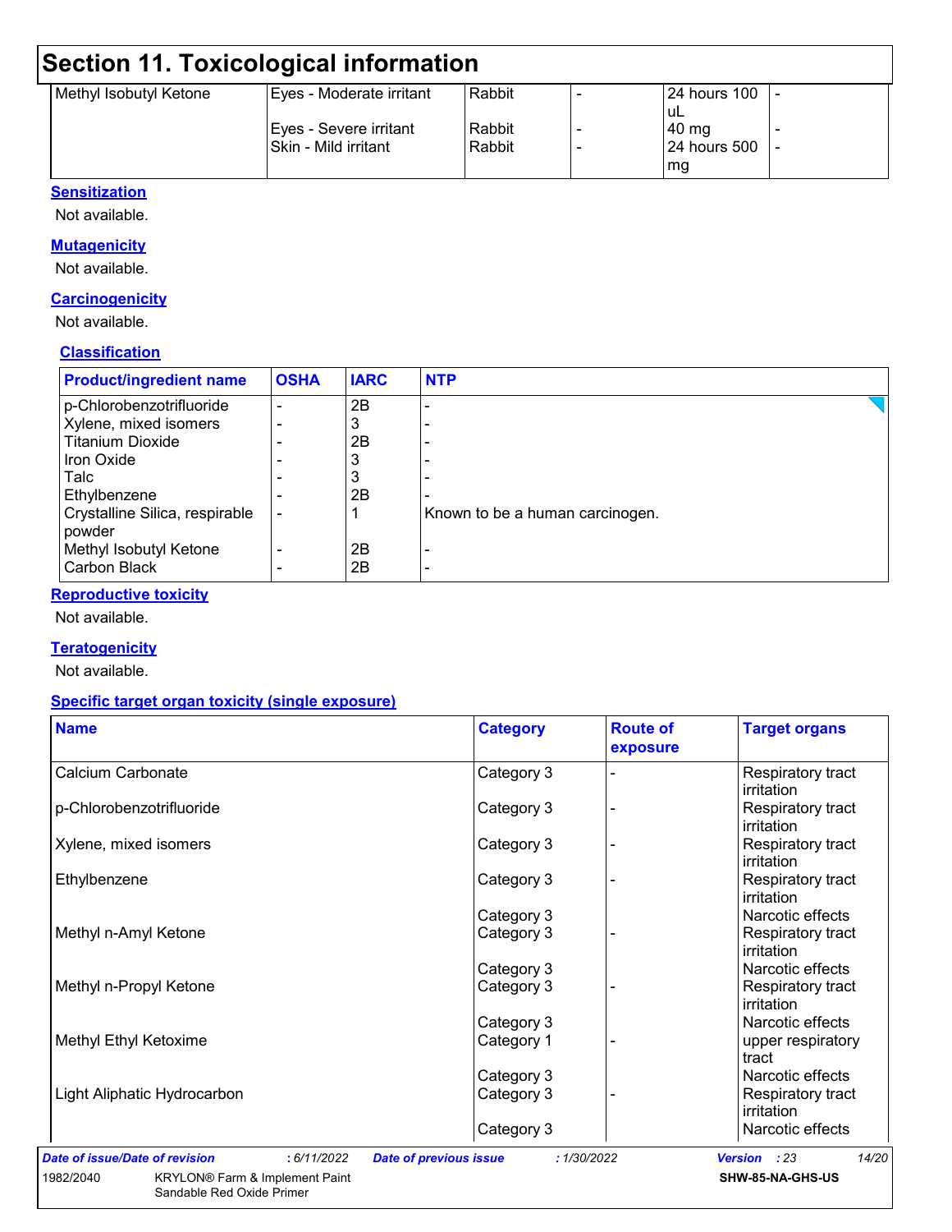## Section 11. Toxicological information

| | | | | | |
|---|---|---|---|---|---|
| Methyl Isobutyl Ketone | Eyes - Moderate irritant | Rabbit | - | 24 hours 100 uL | - |
| | Eyes - Severe irritant | Rabbit | - | 40 mg | - |
| | Skin - Mild irritant | Rabbit | - | 24 hours 500 mg | - |

**Sensitization**

Not available.

**Mutagenicity**

Not available.

**Carcinogenicity**

Not available.

**Classification**

| Product/ingredient name | OSHA | IARC | NTP |
|---|---|---|---|
| p-Chlorobenzotrifluoride | - | 2B | - |
| Xylene, mixed isomers | - | 3 | - |
| Titanium Dioxide | - | 2B | - |
| Iron Oxide | - | 3 | - |
| Talc | - | 3 | - |
| Ethylbenzene | - | 2B | - |
| Crystalline Silica, respirable powder | - | 1 | Known to be a human carcinogen. |
| Methyl Isobutyl Ketone | - | 2B | - |
| Carbon Black | - | 2B | - |

**Reproductive toxicity**

Not available.

**Teratogenicity**

Not available.

**Specific target organ toxicity (single exposure)**

| Name | Category | Route of exposure | Target organs |
|---|---|---|---|
| Calcium Carbonate | Category 3 | - | Respiratory tract irritation |
| p-Chlorobenzotrifluoride | Category 3 | - | Respiratory tract irritation |
| Xylene, mixed isomers | Category 3 | - | Respiratory tract irritation |
| Ethylbenzene | Category 3 | - | Respiratory tract irritation |
| | Category 3 | | Narcotic effects |
| Methyl n-Amyl Ketone | Category 3 | - | Respiratory tract irritation |
| | Category 3 | | Narcotic effects |
| Methyl n-Propyl Ketone | Category 3 | - | Respiratory tract irritation |
| | Category 3 | | Narcotic effects |
| Methyl Ethyl Ketoxime | Category 1 | - | upper respiratory tract |
| | Category 3 | | Narcotic effects |
| Light Aliphatic Hydrocarbon | Category 3 | - | Respiratory tract irritation |
| | Category 3 | | Narcotic effects |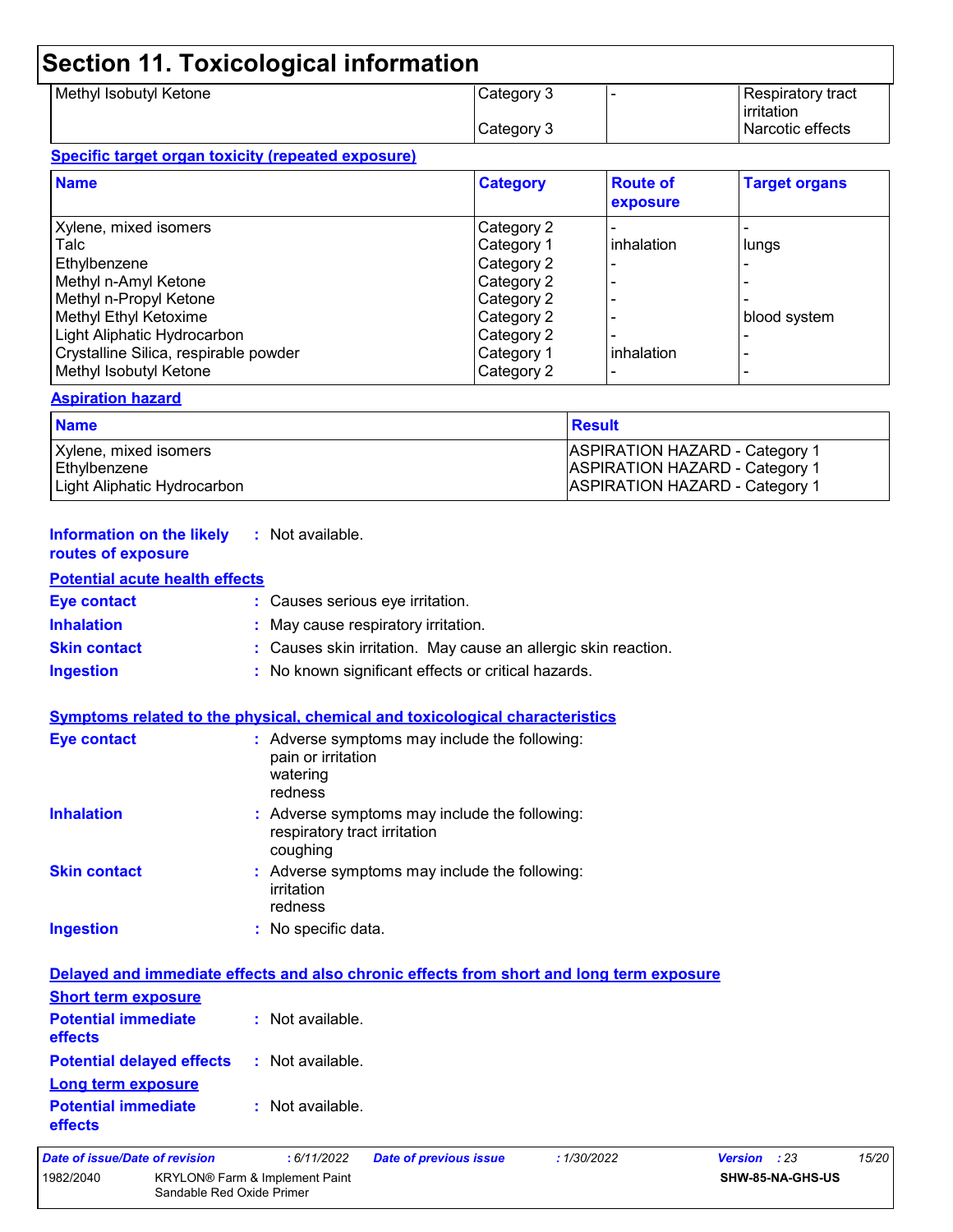## Section 11. Toxicological information

| | | | |
|---|---|---|---|
| Methyl Isobutyl Ketone | Category 3 | - | Respiratory tract irritation |
| | Category 3 | | Narcotic effects |

**Specific target organ toxicity (repeated exposure)**

| Name | Category | Route of exposure | Target organs |
|---|---|---|---|
| Xylene, mixed isomers | Category 2 | - | - |
| Talc | Category 1 | inhalation | lungs |
| Ethylbenzene | Category 2 | - | - |
| Methyl n-Amyl Ketone | Category 2 | - | - |
| Methyl n-Propyl Ketone | Category 2 | - | - |
| Methyl Ethyl Ketoxime | Category 2 | - | blood system |
| Light Aliphatic Hydrocarbon | Category 2 | - | - |
| Crystalline Silica, respirable powder | Category 1 | inhalation | - |
| Methyl Isobutyl Ketone | Category 2 | - | - |

**Aspiration hazard**

| Name | Result |
|---|---|
| Xylene, mixed isomers | ASPIRATION HAZARD - Category 1 |
| Ethylbenzene | ASPIRATION HAZARD - Category 1 |
| Light Aliphatic Hydrocarbon | ASPIRATION HAZARD - Category 1 |

**Information on the likely routes of exposure** : Not available.

**Potential acute health effects**

**Eye contact** : Causes serious eye irritation.

**Inhalation** : May cause respiratory irritation.

**Skin contact** : Causes skin irritation. May cause an allergic skin reaction.

**Ingestion** : No known significant effects or critical hazards.

**Symptoms related to the physical, chemical and toxicological characteristics**

**Eye contact** : Adverse symptoms may include the following:
pain or irritation
watering
redness

**Inhalation** : Adverse symptoms may include the following:
respiratory tract irritation
coughing

**Skin contact** : Adverse symptoms may include the following:
irritation
redness

**Ingestion** : No specific data.

**Delayed and immediate effects and also chronic effects from short and long term exposure**

**Short term exposure**

**Potential immediate effects** : Not available.

**Potential delayed effects** : Not available.

**Long term exposure**

**Potential immediate effects** : Not available.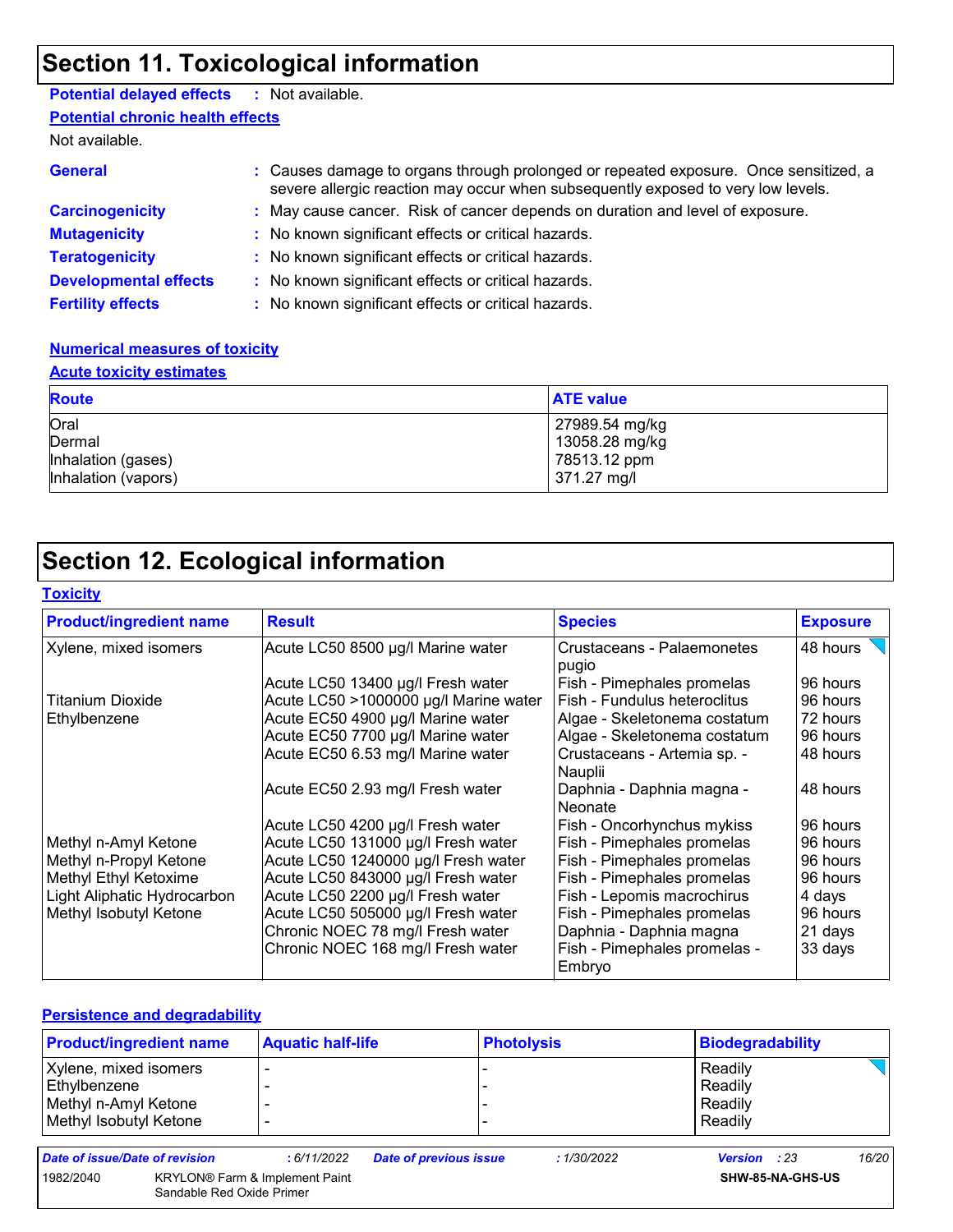## Section 11. Toxicological information

**Potential delayed effects** : Not available.

**Potential chronic health effects**

Not available.

**General** : Causes damage to organs through prolonged or repeated exposure. Once sensitized, a severe allergic reaction may occur when subsequently exposed to very low levels.

**Carcinogenicity** : May cause cancer. Risk of cancer depends on duration and level of exposure.

**Mutagenicity** : No known significant effects or critical hazards.

**Teratogenicity** : No known significant effects or critical hazards.

**Developmental effects** : No known significant effects or critical hazards.

**Fertility effects** : No known significant effects or critical hazards.

**Numerical measures of toxicity**

**Acute toxicity estimates**

| Route | ATE value |
|---|---|
| Oral | 27989.54 mg/kg |
| Dermal | 13058.28 mg/kg |
| Inhalation (gases) | 78513.12 ppm |
| Inhalation (vapors) | 371.27 mg/l |

## Section 12. Ecological information

**Toxicity**

| Product/ingredient name | Result | Species | Exposure |
|---|---|---|---|
| Xylene, mixed isomers | Acute LC50 8500 µg/l Marine water | Crustaceans - Palaemonetes pugio | 48 hours |
| | Acute LC50 13400 µg/l Fresh water | Fish - Pimephales promelas | 96 hours |
| Titanium Dioxide | Acute LC50 >1000000 µg/l Marine water | Fish - Fundulus heteroclitus | 96 hours |
| Ethylbenzene | Acute EC50 4900 µg/l Marine water | Algae - Skeletonema costatum | 72 hours |
| | Acute EC50 7700 µg/l Marine water | Algae - Skeletonema costatum | 96 hours |
| | Acute EC50 6.53 mg/l Marine water | Crustaceans - Artemia sp. - Nauplii | 48 hours |
| | Acute EC50 2.93 mg/l Fresh water | Daphnia - Daphnia magna - Neonate | 48 hours |
| | Acute LC50 4200 µg/l Fresh water | Fish - Oncorhynchus mykiss | 96 hours |
| Methyl n-Amyl Ketone | Acute LC50 131000 µg/l Fresh water | Fish - Pimephales promelas | 96 hours |
| Methyl n-Propyl Ketone | Acute LC50 1240000 µg/l Fresh water | Fish - Pimephales promelas | 96 hours |
| Methyl Ethyl Ketoxime | Acute LC50 843000 µg/l Fresh water | Fish - Pimephales promelas | 96 hours |
| Light Aliphatic Hydrocarbon | Acute LC50 2200 µg/l Fresh water | Fish - Lepomis macrochirus | 4 days |
| Methyl Isobutyl Ketone | Acute LC50 505000 µg/l Fresh water | Fish - Pimephales promelas | 96 hours |
| | Chronic NOEC 78 mg/l Fresh water | Daphnia - Daphnia magna | 21 days |
| | Chronic NOEC 168 mg/l Fresh water | Fish - Pimephales promelas - Embryo | 33 days |

**Persistence and degradability**

| Product/ingredient name | Aquatic half-life | Photolysis | Biodegradability |
|---|---|---|---|
| Xylene, mixed isomers | - | - | Readily |
| Ethylbenzene | - | - | Readily |
| Methyl n-Amyl Ketone | - | - | Readily |
| Methyl Isobutyl Ketone | - | - | Readily |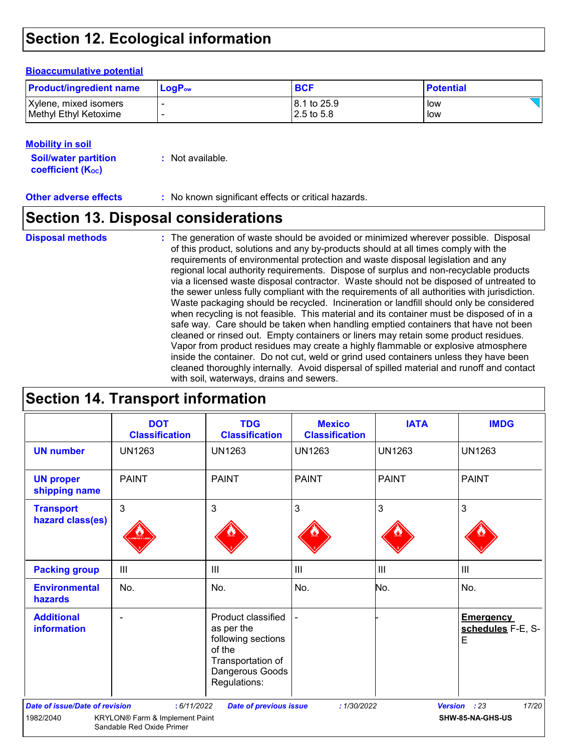# Section 12. Ecological information

**Bioaccumulative potential**

| Product/ingredient name | $LogP_{ow}$ | BCF | Potential |
|---|---|---|---|
| Xylene, mixed isomers | - | 8.1 to 25.9 | low |
| Methyl Ethyl Ketoxime | - | 2.5 to 5.8 | low |

**Mobility in soil**

**Soil/water partition coefficient ($K_{OC}$)** : Not available.

**Other adverse effects** : No known significant effects or critical hazards.

# Section 13. Disposal considerations

**Disposal methods** : The generation of waste should be avoided or minimized wherever possible. Disposal of this product, solutions and any by-products should at all times comply with the requirements of environmental protection and waste disposal legislation and any regional local authority requirements. Dispose of surplus and non-recyclable products via a licensed waste disposal contractor. Waste should not be disposed of untreated to the sewer unless fully compliant with the requirements of all authorities with jurisdiction. Waste packaging should be recycled. Incineration or landfill should only be considered when recycling is not feasible. This material and its container must be disposed of in a safe way. Care should be taken when handling emptied containers that have not been cleaned or rinsed out. Empty containers or liners may retain some product residues. Vapor from product residues may create a highly flammable or explosive atmosphere inside the container. Do not cut, weld or grind used containers unless they have been cleaned thoroughly internally. Avoid dispersal of spilled material and runoff and contact with soil, waterways, drains and sewers.

# Section 14. Transport information

| | DOT Classification | TDG Classification | Mexico Classification | IATA | IMDG |
|---|---|---|---|---|---|
| **UN number** | UN1263 | UN1263 | UN1263 | UN1263 | UN1263 |
| **UN proper shipping name** | PAINT | PAINT | PAINT | PAINT | PAINT |
| **Transport hazard class(es)** | 3 | 3 | 3 | 3 | 3 |
| **Packing group** | III | III | III | III | III |
| **Environmental hazards** | No. | No. | No. | No. | No. |
| **Additional information** | - | Product classified as per the following sections of the Transportation of Dangerous Goods Regulations: | - | - | **Emergency schedules** F-E, S-E |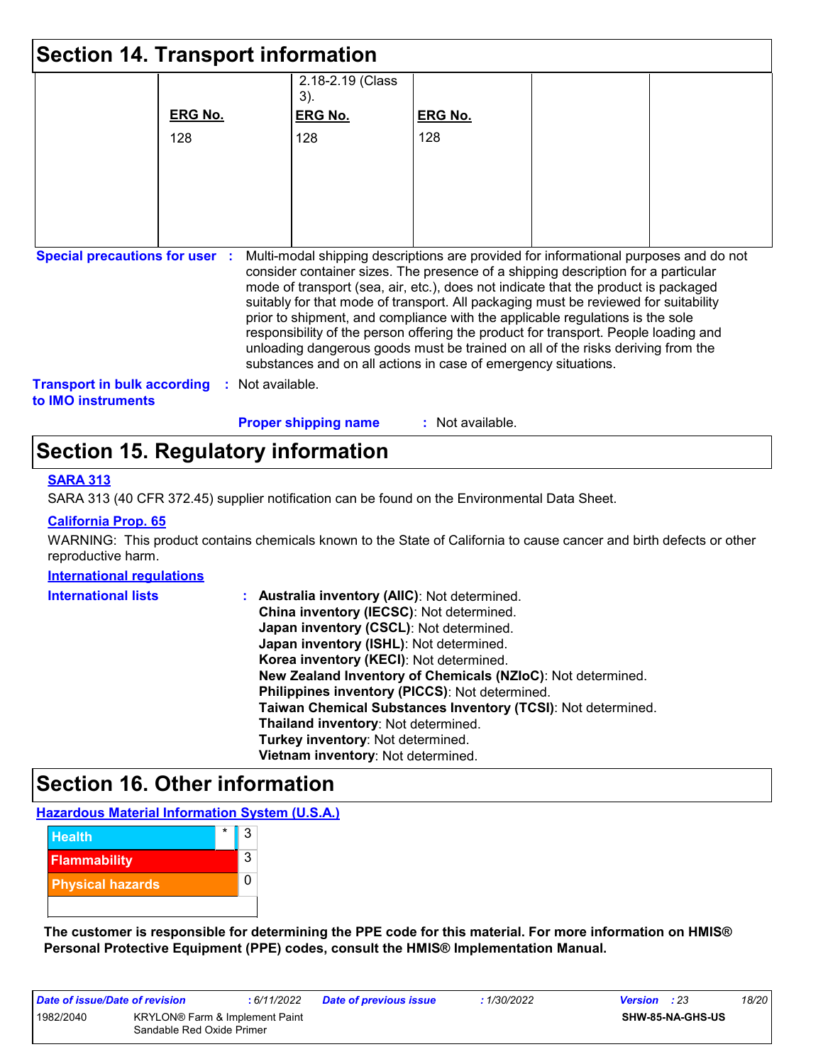## Section 14. Transport information

| | | | | | |
|---|---|---|---|---|---|
| | | 2.18-2.19 (Class 3). | | | |
| | **ERG No.** | **ERG No.** | **ERG No.** | | |
| | 128 | 128 | 128 | | |

**Special precautions for user** : Multi-modal shipping descriptions are provided for informational purposes and do not consider container sizes. The presence of a shipping description for a particular mode of transport (sea, air, etc.), does not indicate that the product is packaged suitably for that mode of transport. All packaging must be reviewed for suitability prior to shipment, and compliance with the applicable regulations is the sole responsibility of the person offering the product for transport. People loading and unloading dangerous goods must be trained on all of the risks deriving from the substances and on all actions in case of emergency situations.

**Transport in bulk according to IMO instruments** : Not available.

**Proper shipping name** : Not available.

## Section 15. Regulatory information

**SARA 313**

SARA 313 (40 CFR 372.45) supplier notification can be found on the Environmental Data Sheet.

**California Prop. 65**

WARNING: This product contains chemicals known to the State of California to cause cancer and birth defects or other reproductive harm.

**International regulations**

**International lists** :
**Australia inventory (AIIC)**: Not determined.
**China inventory (IECSC)**: Not determined.
**Japan inventory (CSCL)**: Not determined.
**Japan inventory (ISHL)**: Not determined.
**Korea inventory (KECI)**: Not determined.
**New Zealand Inventory of Chemicals (NZIoC)**: Not determined.
**Philippines inventory (PICCS)**: Not determined.
**Taiwan Chemical Substances Inventory (TCSI)**: Not determined.
**Thailand inventory**: Not determined.
**Turkey inventory**: Not determined.
**Vietnam inventory**: Not determined.

## Section 16. Other information

**Hazardous Material Information System (U.S.A.)**

| | | |
|---|---|---|
| Health | * | 3 |
| Flammability | | 3 |
| Physical hazards | | 0 |

**The customer is responsible for determining the PPE code for this material. For more information on HMIS® Personal Protective Equipment (PPE) codes, consult the HMIS® Implementation Manual.**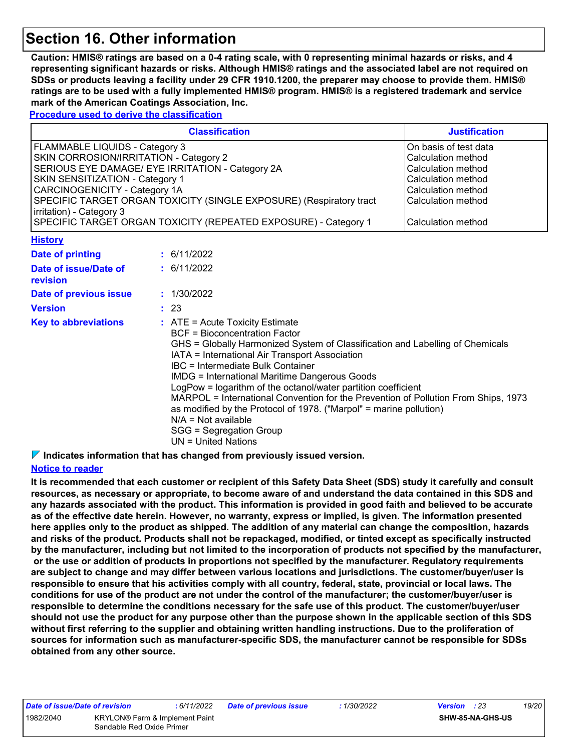# Section 16. Other information

**Caution: HMIS® ratings are based on a 0-4 rating scale, with 0 representing minimal hazards or risks, and 4 representing significant hazards or risks. Although HMIS® ratings and the associated label are not required on SDSs or products leaving a facility under 29 CFR 1910.1200, the preparer may choose to provide them. HMIS® ratings are to be used with a fully implemented HMIS® program. HMIS® is a registered trademark and service mark of the American Coatings Association, Inc.**

**Procedure used to derive the classification**

| Classification | Justification |
| --- | --- |
| FLAMMABLE LIQUIDS - Category 3 | On basis of test data |
| SKIN CORROSION/IRRITATION - Category 2 | Calculation method |
| SERIOUS EYE DAMAGE/ EYE IRRITATION - Category 2A | Calculation method |
| SKIN SENSITIZATION - Category 1 | Calculation method |
| CARCINOGENICITY - Category 1A | Calculation method |
| SPECIFIC TARGET ORGAN TOXICITY (SINGLE EXPOSURE) (Respiratory tract irritation) - Category 3 | Calculation method |
| SPECIFIC TARGET ORGAN TOXICITY (REPEATED EXPOSURE) - Category 1 | Calculation method |

**History**

**Date of printing** : 6/11/2022

**Date of issue/Date of revision** : 6/11/2022

**Date of previous issue** : 1/30/2022

**Version** : 23

**Key to abbreviations** :
ATE = Acute Toxicity Estimate
BCF = Bioconcentration Factor
GHS = Globally Harmonized System of Classification and Labelling of Chemicals
IATA = International Air Transport Association
IBC = Intermediate Bulk Container
IMDG = International Maritime Dangerous Goods
LogPow = logarithm of the octanol/water partition coefficient
MARPOL = International Convention for the Prevention of Pollution From Ships, 1973 as modified by the Protocol of 1978. ("Marpol" = marine pollution)
N/A = Not available
SGG = Segregation Group
UN = United Nations

**Indicates information that has changed from previously issued version.**

**Notice to reader**

**It is recommended that each customer or recipient of this Safety Data Sheet (SDS) study it carefully and consult resources, as necessary or appropriate, to become aware of and understand the data contained in this SDS and any hazards associated with the product. This information is provided in good faith and believed to be accurate as of the effective date herein. However, no warranty, express or implied, is given. The information presented here applies only to the product as shipped. The addition of any material can change the composition, hazards and risks of the product. Products shall not be repackaged, modified, or tinted except as specifically instructed by the manufacturer, including but not limited to the incorporation of products not specified by the manufacturer, or the use or addition of products in proportions not specified by the manufacturer. Regulatory requirements are subject to change and may differ between various locations and jurisdictions. The customer/buyer/user is responsible to ensure that his activities comply with all country, federal, state, provincial or local laws. The conditions for use of the product are not under the control of the manufacturer; the customer/buyer/user is responsible to determine the conditions necessary for the safe use of this product. The customer/buyer/user should not use the product for any purpose other than the purpose shown in the applicable section of this SDS without first referring to the supplier and obtaining written handling instructions. Due to the proliferation of sources for information such as manufacturer-specific SDS, the manufacturer cannot be responsible for SDSs obtained from any other source.**